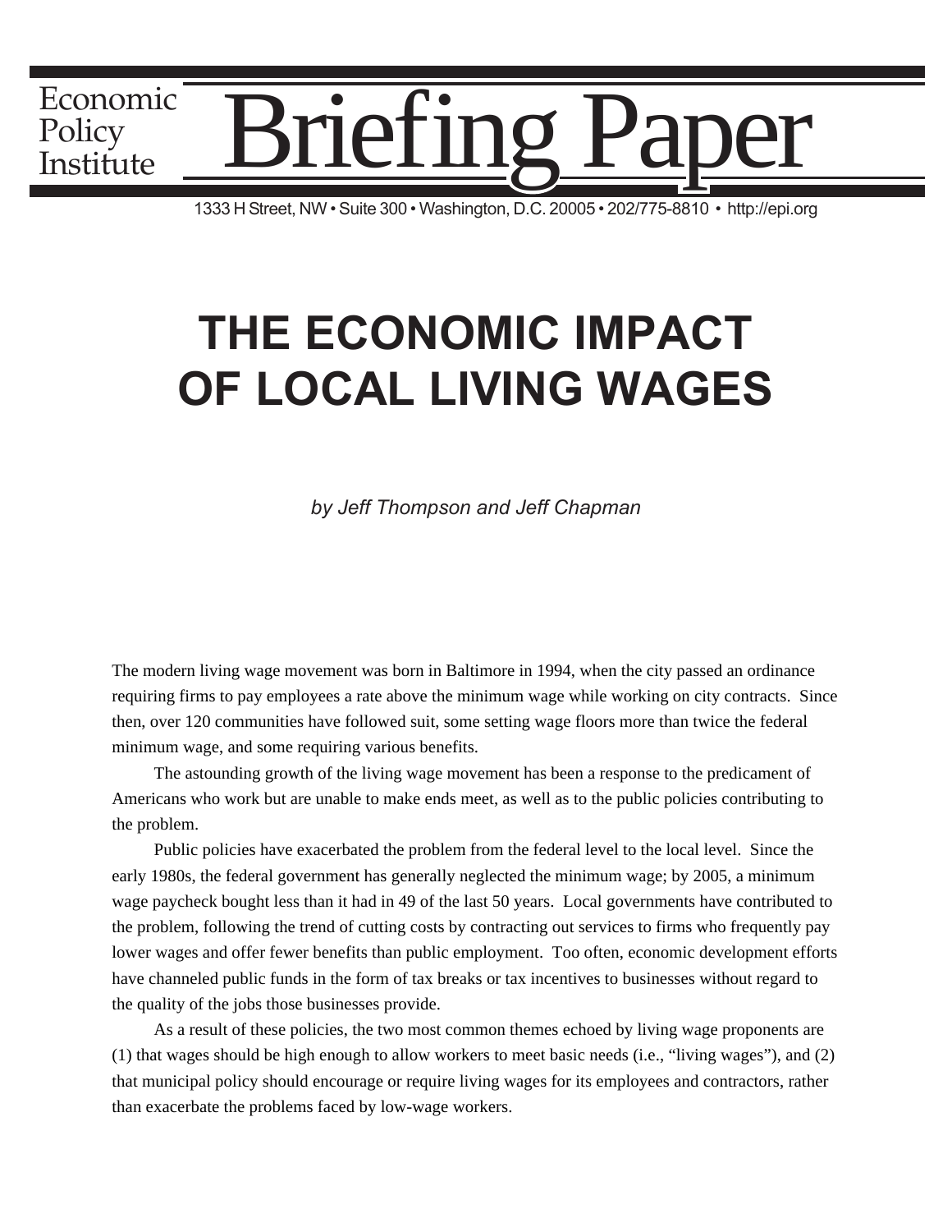Economic Policy Institute

# Briefing Paper

1333 H Street, NW • Suite 300 • Washington, D.C. 20005 • 202/775-8810 • http://epi.org

# THE ECONOMIC IMPACT OF LOCAL LIVING WAGES

*by Jeff Thompson and Jeff Chapman*

The modern living wage movement was born in Baltimore in 1994, when the city passed an ordinance requiring firms to pay employees a rate above the minimum wage while working on city contracts. Since then, over 120 communities have followed suit, some setting wage floors more than twice the federal minimum wage, and some requiring various benefits.

The astounding growth of the living wage movement has been a response to the predicament of Americans who work but are unable to make ends meet, as well as to the public policies contributing to the problem.

Public policies have exacerbated the problem from the federal level to the local level. Since the early 1980s, the federal government has generally neglected the minimum wage; by 2005, a minimum wage paycheck bought less than it had in 49 of the last 50 years. Local governments have contributed to the problem, following the trend of cutting costs by contracting out services to firms who frequently pay lower wages and offer fewer benefits than public employment. Too often, economic development efforts have channeled public funds in the form of tax breaks or tax incentives to businesses without regard to the quality of the jobs those businesses provide.

As a result of these policies, the two most common themes echoed by living wage proponents are (1) that wages should be high enough to allow workers to meet basic needs (i.e., "living wages"), and (2) that municipal policy should encourage or require living wages for its employees and contractors, rather than exacerbate the problems faced by low-wage workers.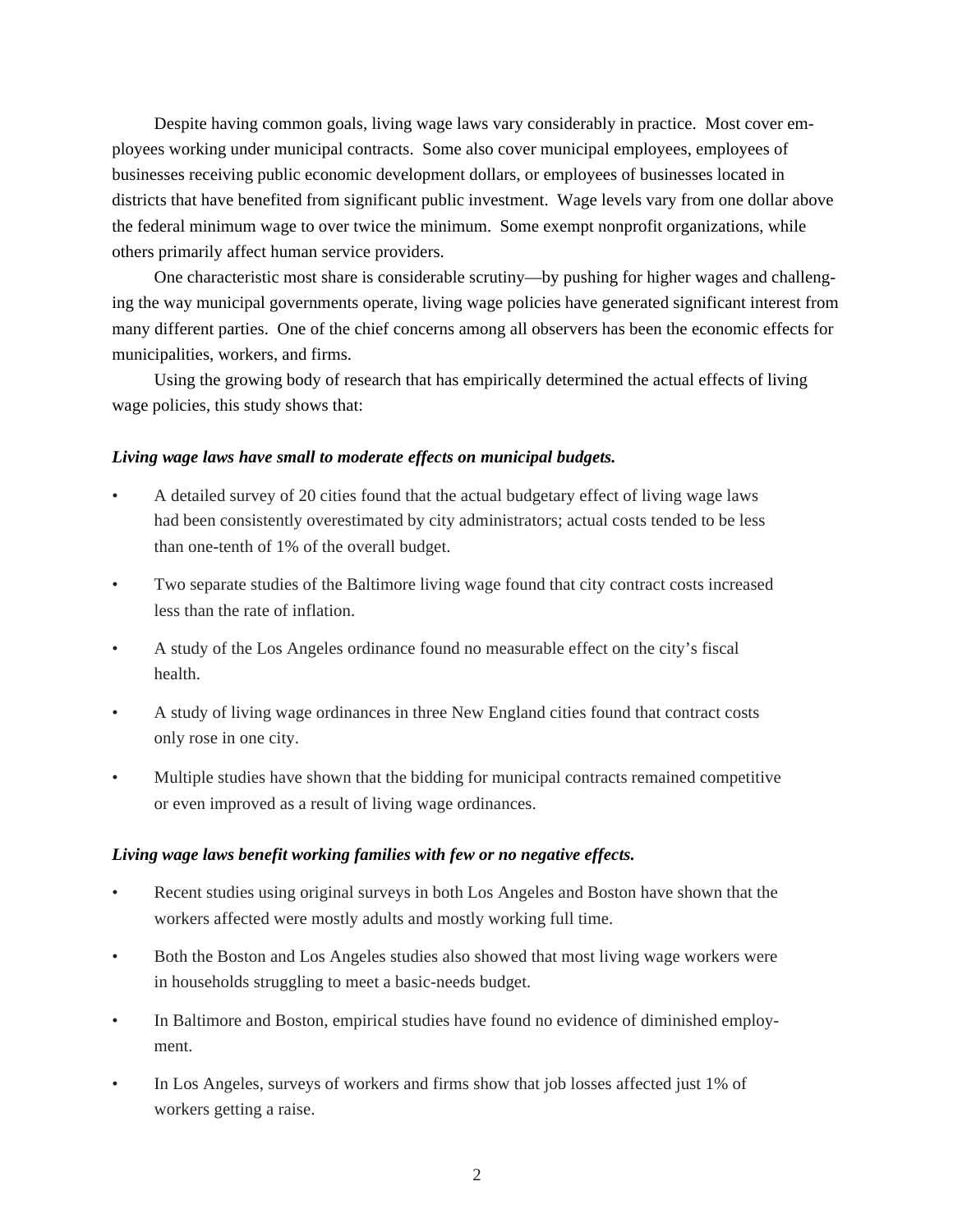Despite having common goals, living wage laws vary considerably in practice. Most cover employees working under municipal contracts. Some also cover municipal employees, employees of businesses receiving public economic development dollars, or employees of businesses located in districts that have benefited from significant public investment. Wage levels vary from one dollar above the federal minimum wage to over twice the minimum. Some exempt nonprofit organizations, while others primarily affect human service providers.

One characteristic most share is considerable scrutiny—by pushing for higher wages and challenging the way municipal governments operate, living wage policies have generated significant interest from many different parties. One of the chief concerns among all observers has been the economic effects for municipalities, workers, and firms.

Using the growing body of research that has empirically determined the actual effects of living wage policies, this study shows that:

***Living wage laws have small to moderate effects on municipal budgets.***

- A detailed survey of 20 cities found that the actual budgetary effect of living wage laws had been consistently overestimated by city administrators; actual costs tended to be less than one-tenth of 1% of the overall budget.
- Two separate studies of the Baltimore living wage found that city contract costs increased less than the rate of inflation.
- A study of the Los Angeles ordinance found no measurable effect on the city's fiscal health.
- A study of living wage ordinances in three New England cities found that contract costs only rose in one city.
- Multiple studies have shown that the bidding for municipal contracts remained competitive or even improved as a result of living wage ordinances.

***Living wage laws benefit working families with few or no negative effects.***

- Recent studies using original surveys in both Los Angeles and Boston have shown that the workers affected were mostly adults and mostly working full time.
- Both the Boston and Los Angeles studies also showed that most living wage workers were in households struggling to meet a basic-needs budget.
- In Baltimore and Boston, empirical studies have found no evidence of diminished employment.
- In Los Angeles, surveys of workers and firms show that job losses affected just 1% of workers getting a raise.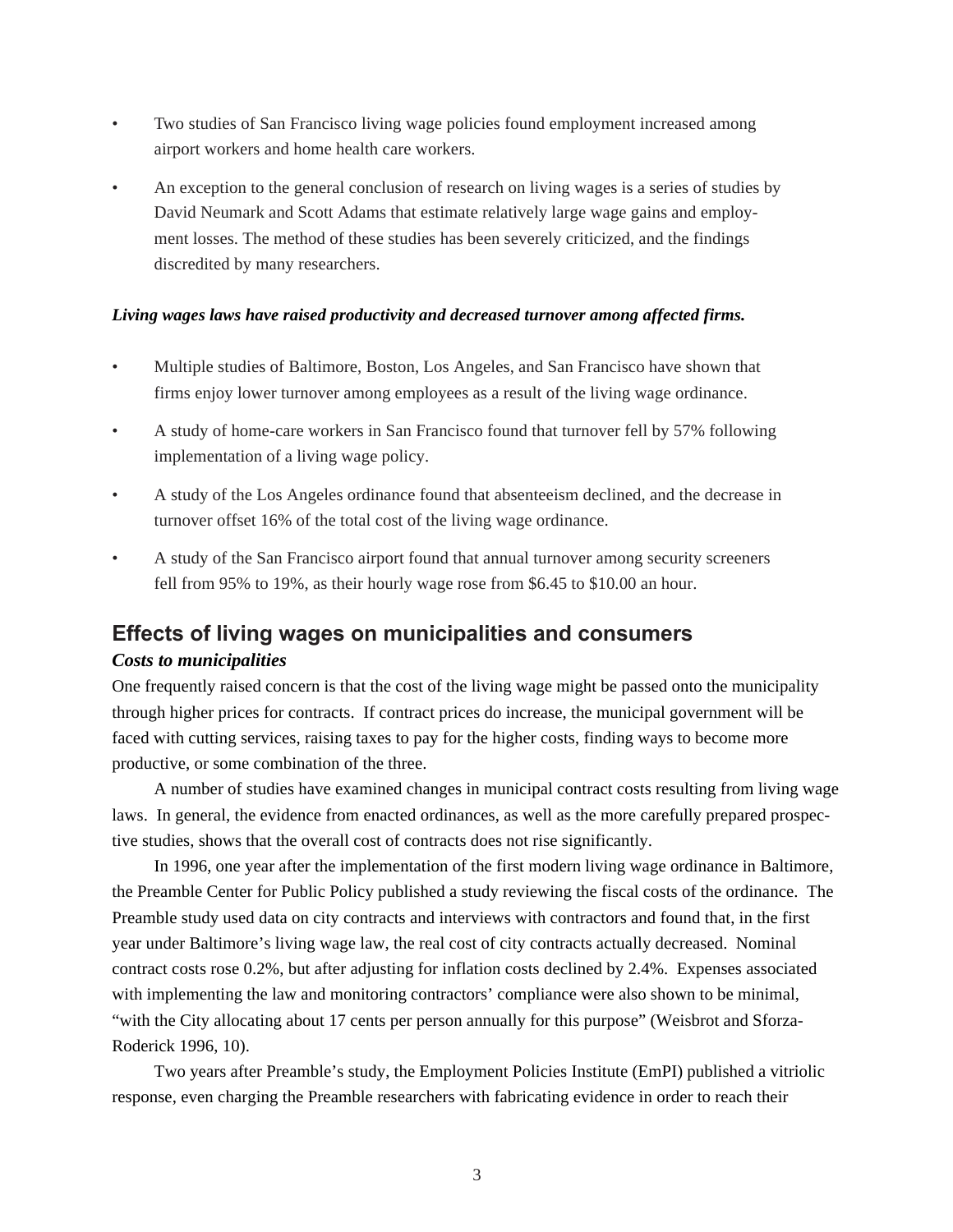- Two studies of San Francisco living wage policies found employment increased among airport workers and home health care workers.
- An exception to the general conclusion of research on living wages is a series of studies by David Neumark and Scott Adams that estimate relatively large wage gains and employment losses. The method of these studies has been severely criticized, and the findings discredited by many researchers.

***Living wages laws have raised productivity and decreased turnover among affected firms.***

- Multiple studies of Baltimore, Boston, Los Angeles, and San Francisco have shown that firms enjoy lower turnover among employees as a result of the living wage ordinance.
- A study of home-care workers in San Francisco found that turnover fell by 57% following implementation of a living wage policy.
- A study of the Los Angeles ordinance found that absenteeism declined, and the decrease in turnover offset 16% of the total cost of the living wage ordinance.
- A study of the San Francisco airport found that annual turnover among security screeners fell from 95% to 19%, as their hourly wage rose from $6.45 to $10.00 an hour.

## Effects of living wages on municipalities and consumers

### *Costs to municipalities*

One frequently raised concern is that the cost of the living wage might be passed onto the municipality through higher prices for contracts. If contract prices do increase, the municipal government will be faced with cutting services, raising taxes to pay for the higher costs, finding ways to become more productive, or some combination of the three.

A number of studies have examined changes in municipal contract costs resulting from living wage laws. In general, the evidence from enacted ordinances, as well as the more carefully prepared prospective studies, shows that the overall cost of contracts does not rise significantly.

In 1996, one year after the implementation of the first modern living wage ordinance in Baltimore, the Preamble Center for Public Policy published a study reviewing the fiscal costs of the ordinance. The Preamble study used data on city contracts and interviews with contractors and found that, in the first year under Baltimore's living wage law, the real cost of city contracts actually decreased. Nominal contract costs rose 0.2%, but after adjusting for inflation costs declined by 2.4%. Expenses associated with implementing the law and monitoring contractors' compliance were also shown to be minimal, "with the City allocating about 17 cents per person annually for this purpose" (Weisbrot and Sforza-Roderick 1996, 10).

Two years after Preamble's study, the Employment Policies Institute (EmPI) published a vitriolic response, even charging the Preamble researchers with fabricating evidence in order to reach their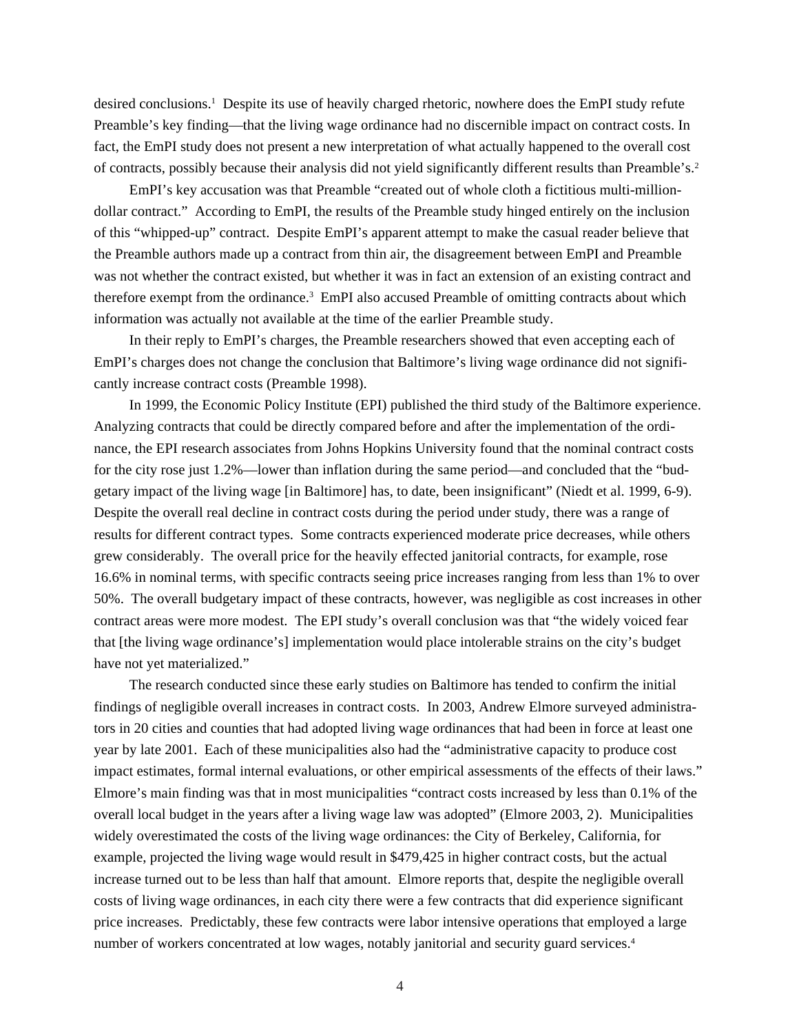desired conclusions.[1] Despite its use of heavily charged rhetoric, nowhere does the EmPI study refute Preamble's key finding—that the living wage ordinance had no discernible impact on contract costs. In fact, the EmPI study does not present a new interpretation of what actually happened to the overall cost of contracts, possibly because their analysis did not yield significantly different results than Preamble's.[2]

EmPI's key accusation was that Preamble "created out of whole cloth a fictitious multi-million-dollar contract." According to EmPI, the results of the Preamble study hinged entirely on the inclusion of this "whipped-up" contract. Despite EmPI's apparent attempt to make the casual reader believe that the Preamble authors made up a contract from thin air, the disagreement between EmPI and Preamble was not whether the contract existed, but whether it was in fact an extension of an existing contract and therefore exempt from the ordinance.[3] EmPI also accused Preamble of omitting contracts about which information was actually not available at the time of the earlier Preamble study.

In their reply to EmPI's charges, the Preamble researchers showed that even accepting each of EmPI's charges does not change the conclusion that Baltimore's living wage ordinance did not significantly increase contract costs (Preamble 1998).

In 1999, the Economic Policy Institute (EPI) published the third study of the Baltimore experience. Analyzing contracts that could be directly compared before and after the implementation of the ordinance, the EPI research associates from Johns Hopkins University found that the nominal contract costs for the city rose just 1.2%—lower than inflation during the same period—and concluded that the "budgetary impact of the living wage [in Baltimore] has, to date, been insignificant" (Niedt et al. 1999, 6-9). Despite the overall real decline in contract costs during the period under study, there was a range of results for different contract types. Some contracts experienced moderate price decreases, while others grew considerably. The overall price for the heavily effected janitorial contracts, for example, rose 16.6% in nominal terms, with specific contracts seeing price increases ranging from less than 1% to over 50%. The overall budgetary impact of these contracts, however, was negligible as cost increases in other contract areas were more modest. The EPI study's overall conclusion was that "the widely voiced fear that [the living wage ordinance's] implementation would place intolerable strains on the city's budget have not yet materialized."

The research conducted since these early studies on Baltimore has tended to confirm the initial findings of negligible overall increases in contract costs. In 2003, Andrew Elmore surveyed administrators in 20 cities and counties that had adopted living wage ordinances that had been in force at least one year by late 2001. Each of these municipalities also had the "administrative capacity to produce cost impact estimates, formal internal evaluations, or other empirical assessments of the effects of their laws." Elmore's main finding was that in most municipalities "contract costs increased by less than 0.1% of the overall local budget in the years after a living wage law was adopted" (Elmore 2003, 2). Municipalities widely overestimated the costs of the living wage ordinances: the City of Berkeley, California, for example, projected the living wage would result in $479,425 in higher contract costs, but the actual increase turned out to be less than half that amount. Elmore reports that, despite the negligible overall costs of living wage ordinances, in each city there were a few contracts that did experience significant price increases. Predictably, these few contracts were labor intensive operations that employed a large number of workers concentrated at low wages, notably janitorial and security guard services.[4]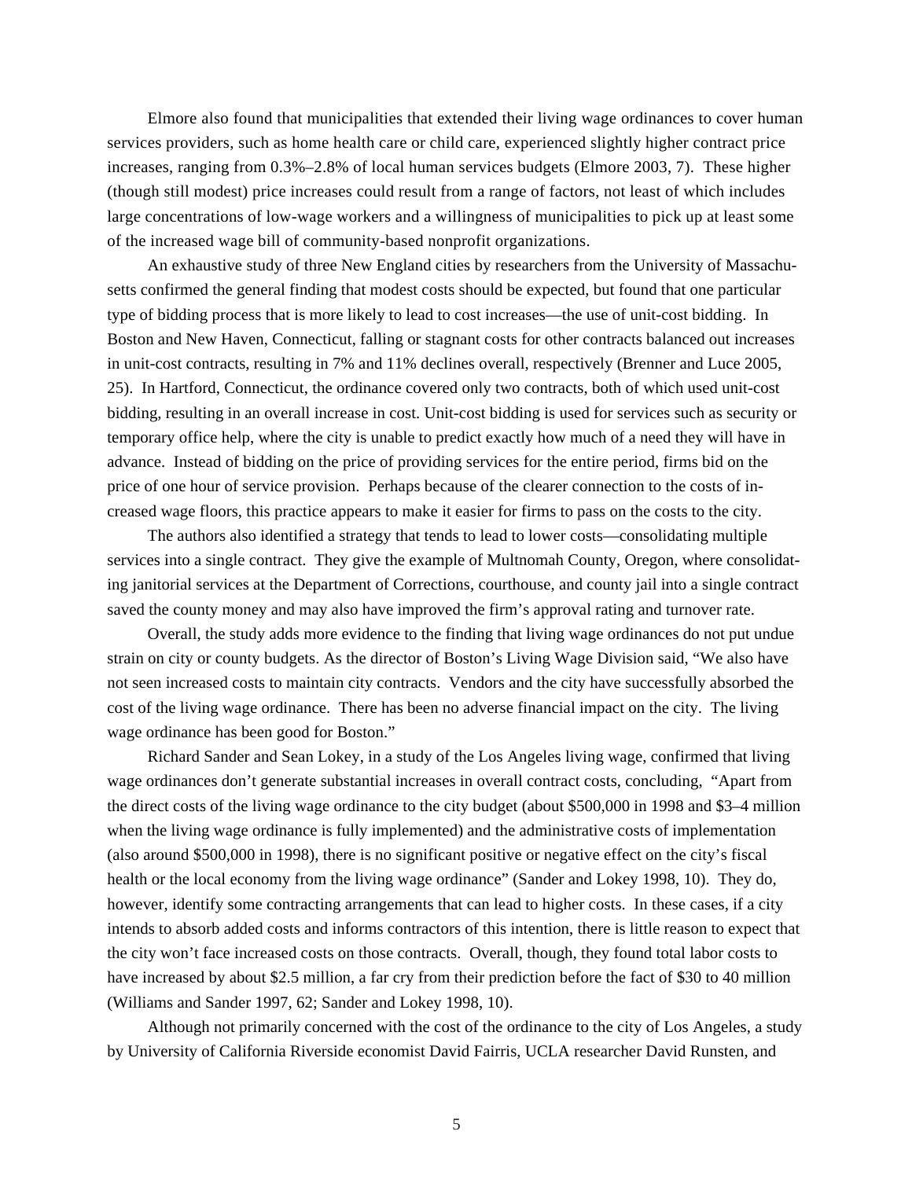Elmore also found that municipalities that extended their living wage ordinances to cover human services providers, such as home health care or child care, experienced slightly higher contract price increases, ranging from 0.3%–2.8% of local human services budgets (Elmore 2003, 7). These higher (though still modest) price increases could result from a range of factors, not least of which includes large concentrations of low-wage workers and a willingness of municipalities to pick up at least some of the increased wage bill of community-based nonprofit organizations.

An exhaustive study of three New England cities by researchers from the University of Massachusetts confirmed the general finding that modest costs should be expected, but found that one particular type of bidding process that is more likely to lead to cost increases—the use of unit-cost bidding. In Boston and New Haven, Connecticut, falling or stagnant costs for other contracts balanced out increases in unit-cost contracts, resulting in 7% and 11% declines overall, respectively (Brenner and Luce 2005, 25). In Hartford, Connecticut, the ordinance covered only two contracts, both of which used unit-cost bidding, resulting in an overall increase in cost. Unit-cost bidding is used for services such as security or temporary office help, where the city is unable to predict exactly how much of a need they will have in advance. Instead of bidding on the price of providing services for the entire period, firms bid on the price of one hour of service provision. Perhaps because of the clearer connection to the costs of increased wage floors, this practice appears to make it easier for firms to pass on the costs to the city.

The authors also identified a strategy that tends to lead to lower costs—consolidating multiple services into a single contract. They give the example of Multnomah County, Oregon, where consolidating janitorial services at the Department of Corrections, courthouse, and county jail into a single contract saved the county money and may also have improved the firm's approval rating and turnover rate.

Overall, the study adds more evidence to the finding that living wage ordinances do not put undue strain on city or county budgets. As the director of Boston's Living Wage Division said, "We also have not seen increased costs to maintain city contracts. Vendors and the city have successfully absorbed the cost of the living wage ordinance. There has been no adverse financial impact on the city. The living wage ordinance has been good for Boston."

Richard Sander and Sean Lokey, in a study of the Los Angeles living wage, confirmed that living wage ordinances don't generate substantial increases in overall contract costs, concluding, "Apart from the direct costs of the living wage ordinance to the city budget (about $500,000 in 1998 and $3–4 million when the living wage ordinance is fully implemented) and the administrative costs of implementation (also around $500,000 in 1998), there is no significant positive or negative effect on the city's fiscal health or the local economy from the living wage ordinance" (Sander and Lokey 1998, 10). They do, however, identify some contracting arrangements that can lead to higher costs. In these cases, if a city intends to absorb added costs and informs contractors of this intention, there is little reason to expect that the city won't face increased costs on those contracts. Overall, though, they found total labor costs to have increased by about $2.5 million, a far cry from their prediction before the fact of $30 to 40 million (Williams and Sander 1997, 62; Sander and Lokey 1998, 10).

Although not primarily concerned with the cost of the ordinance to the city of Los Angeles, a study by University of California Riverside economist David Fairris, UCLA researcher David Runsten, and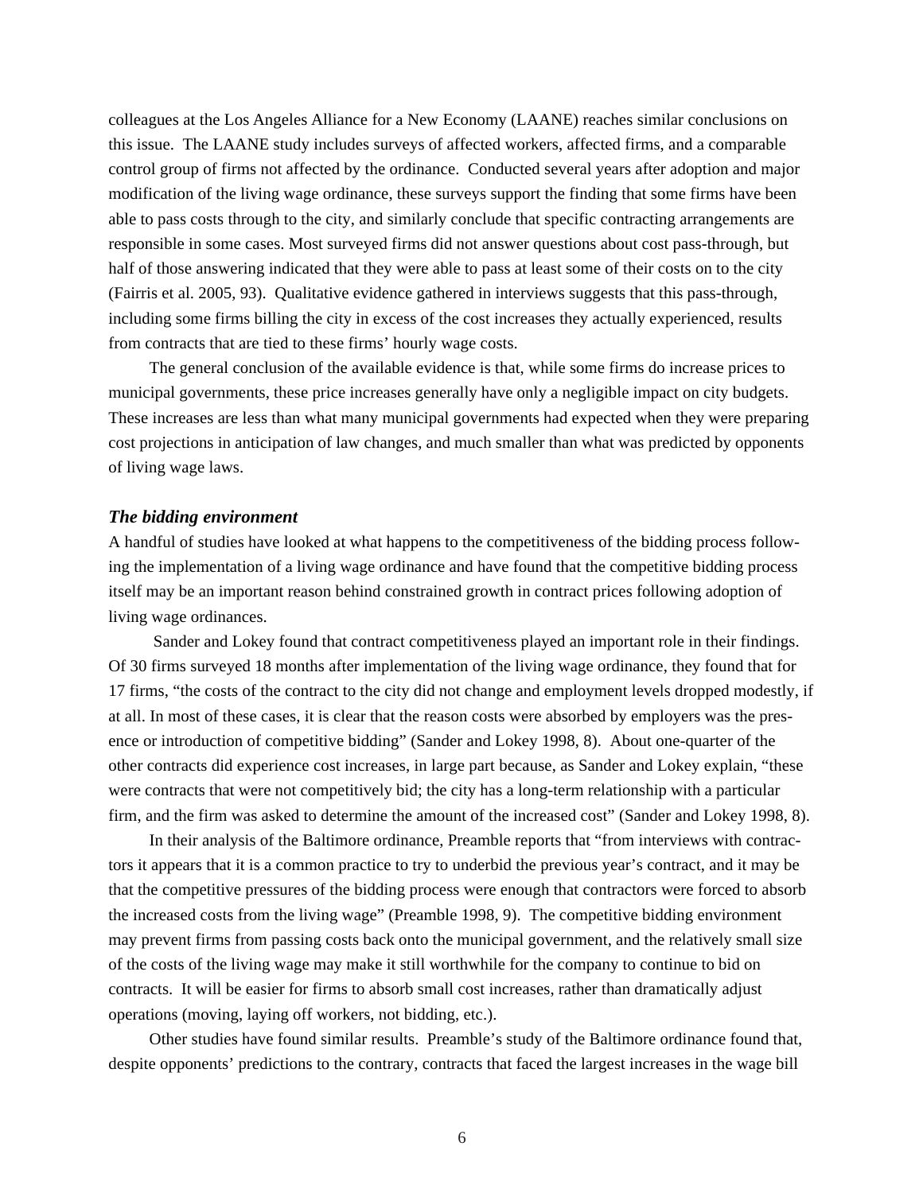colleagues at the Los Angeles Alliance for a New Economy (LAANE) reaches similar conclusions on this issue. The LAANE study includes surveys of affected workers, affected firms, and a comparable control group of firms not affected by the ordinance. Conducted several years after adoption and major modification of the living wage ordinance, these surveys support the finding that some firms have been able to pass costs through to the city, and similarly conclude that specific contracting arrangements are responsible in some cases. Most surveyed firms did not answer questions about cost pass-through, but half of those answering indicated that they were able to pass at least some of their costs on to the city (Fairris et al. 2005, 93). Qualitative evidence gathered in interviews suggests that this pass-through, including some firms billing the city in excess of the cost increases they actually experienced, results from contracts that are tied to these firms' hourly wage costs.

The general conclusion of the available evidence is that, while some firms do increase prices to municipal governments, these price increases generally have only a negligible impact on city budgets. These increases are less than what many municipal governments had expected when they were preparing cost projections in anticipation of law changes, and much smaller than what was predicted by opponents of living wage laws.

### *The bidding environment*

A handful of studies have looked at what happens to the competitiveness of the bidding process following the implementation of a living wage ordinance and have found that the competitive bidding process itself may be an important reason behind constrained growth in contract prices following adoption of living wage ordinances.

Sander and Lokey found that contract competitiveness played an important role in their findings. Of 30 firms surveyed 18 months after implementation of the living wage ordinance, they found that for 17 firms, "the costs of the contract to the city did not change and employment levels dropped modestly, if at all. In most of these cases, it is clear that the reason costs were absorbed by employers was the presence or introduction of competitive bidding" (Sander and Lokey 1998, 8). About one-quarter of the other contracts did experience cost increases, in large part because, as Sander and Lokey explain, "these were contracts that were not competitively bid; the city has a long-term relationship with a particular firm, and the firm was asked to determine the amount of the increased cost" (Sander and Lokey 1998, 8).

In their analysis of the Baltimore ordinance, Preamble reports that "from interviews with contractors it appears that it is a common practice to try to underbid the previous year's contract, and it may be that the competitive pressures of the bidding process were enough that contractors were forced to absorb the increased costs from the living wage" (Preamble 1998, 9). The competitive bidding environment may prevent firms from passing costs back onto the municipal government, and the relatively small size of the costs of the living wage may make it still worthwhile for the company to continue to bid on contracts. It will be easier for firms to absorb small cost increases, rather than dramatically adjust operations (moving, laying off workers, not bidding, etc.).

Other studies have found similar results. Preamble's study of the Baltimore ordinance found that, despite opponents' predictions to the contrary, contracts that faced the largest increases in the wage bill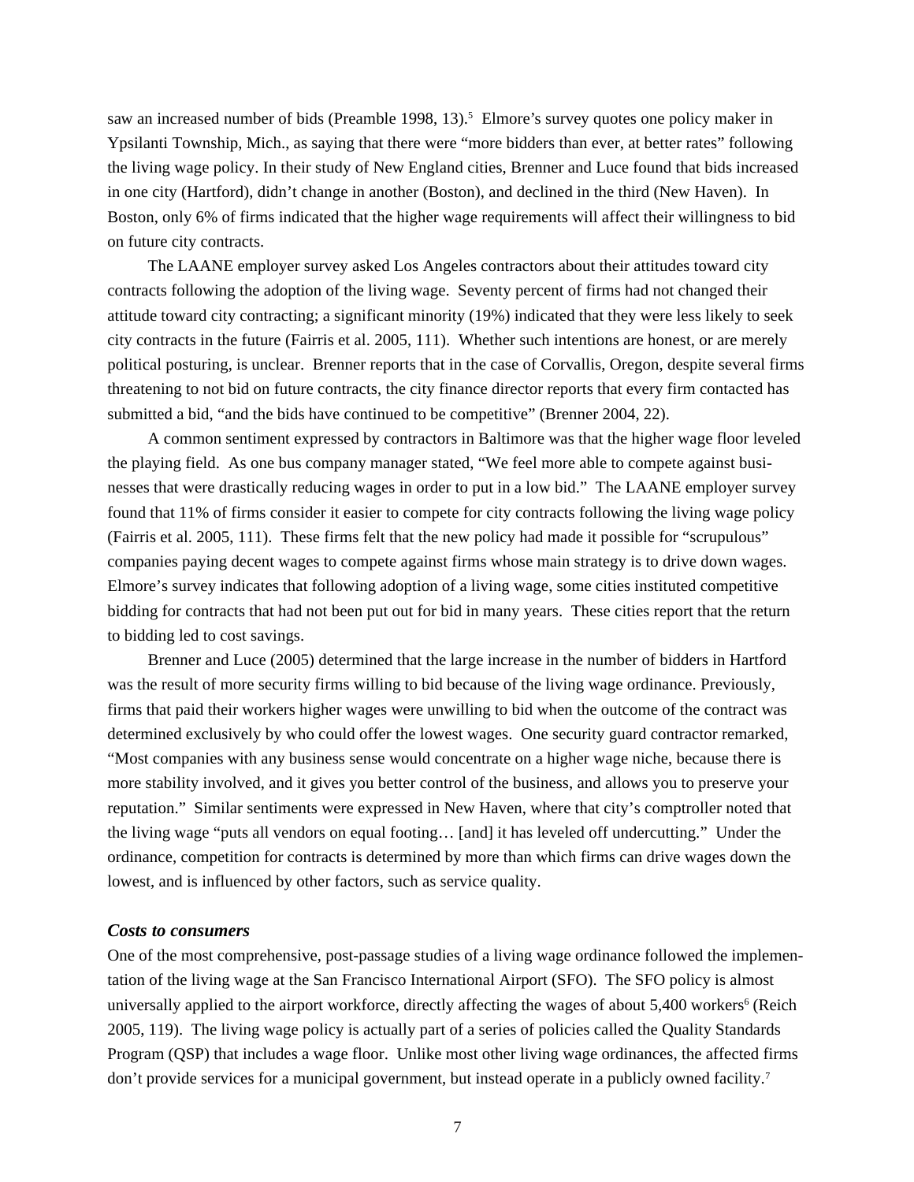saw an increased number of bids (Preamble 1998, 13).[5] Elmore's survey quotes one policy maker in Ypsilanti Township, Mich., as saying that there were "more bidders than ever, at better rates" following the living wage policy. In their study of New England cities, Brenner and Luce found that bids increased in one city (Hartford), didn't change in another (Boston), and declined in the third (New Haven). In Boston, only 6% of firms indicated that the higher wage requirements will affect their willingness to bid on future city contracts.

The LAANE employer survey asked Los Angeles contractors about their attitudes toward city contracts following the adoption of the living wage. Seventy percent of firms had not changed their attitude toward city contracting; a significant minority (19%) indicated that they were less likely to seek city contracts in the future (Fairris et al. 2005, 111). Whether such intentions are honest, or are merely political posturing, is unclear. Brenner reports that in the case of Corvallis, Oregon, despite several firms threatening to not bid on future contracts, the city finance director reports that every firm contacted has submitted a bid, "and the bids have continued to be competitive" (Brenner 2004, 22).

A common sentiment expressed by contractors in Baltimore was that the higher wage floor leveled the playing field. As one bus company manager stated, "We feel more able to compete against businesses that were drastically reducing wages in order to put in a low bid." The LAANE employer survey found that 11% of firms consider it easier to compete for city contracts following the living wage policy (Fairris et al. 2005, 111). These firms felt that the new policy had made it possible for "scrupulous" companies paying decent wages to compete against firms whose main strategy is to drive down wages. Elmore's survey indicates that following adoption of a living wage, some cities instituted competitive bidding for contracts that had not been put out for bid in many years. These cities report that the return to bidding led to cost savings.

Brenner and Luce (2005) determined that the large increase in the number of bidders in Hartford was the result of more security firms willing to bid because of the living wage ordinance. Previously, firms that paid their workers higher wages were unwilling to bid when the outcome of the contract was determined exclusively by who could offer the lowest wages. One security guard contractor remarked, "Most companies with any business sense would concentrate on a higher wage niche, because there is more stability involved, and it gives you better control of the business, and allows you to preserve your reputation." Similar sentiments were expressed in New Haven, where that city's comptroller noted that the living wage "puts all vendors on equal footing… [and] it has leveled off undercutting." Under the ordinance, competition for contracts is determined by more than which firms can drive wages down the lowest, and is influenced by other factors, such as service quality.

### *Costs to consumers*

One of the most comprehensive, post-passage studies of a living wage ordinance followed the implementation of the living wage at the San Francisco International Airport (SFO). The SFO policy is almost universally applied to the airport workforce, directly affecting the wages of about 5,400 workers[6] (Reich 2005, 119). The living wage policy is actually part of a series of policies called the Quality Standards Program (QSP) that includes a wage floor. Unlike most other living wage ordinances, the affected firms don't provide services for a municipal government, but instead operate in a publicly owned facility.[7]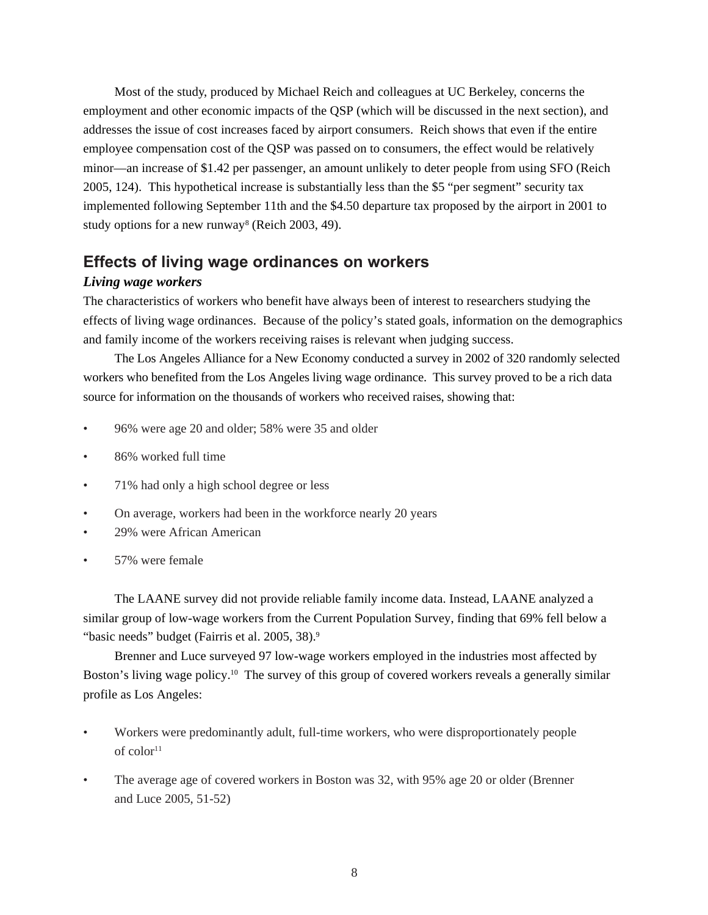Most of the study, produced by Michael Reich and colleagues at UC Berkeley, concerns the employment and other economic impacts of the QSP (which will be discussed in the next section), and addresses the issue of cost increases faced by airport consumers. Reich shows that even if the entire employee compensation cost of the QSP was passed on to consumers, the effect would be relatively minor—an increase of $1.42 per passenger, an amount unlikely to deter people from using SFO (Reich 2005, 124). This hypothetical increase is substantially less than the $5 "per segment" security tax implemented following September 11th and the $4.50 departure tax proposed by the airport in 2001 to study options for a new runway[8] (Reich 2003, 49).

## Effects of living wage ordinances on workers

### *Living wage workers*

The characteristics of workers who benefit have always been of interest to researchers studying the effects of living wage ordinances. Because of the policy's stated goals, information on the demographics and family income of the workers receiving raises is relevant when judging success.

The Los Angeles Alliance for a New Economy conducted a survey in 2002 of 320 randomly selected workers who benefited from the Los Angeles living wage ordinance. This survey proved to be a rich data source for information on the thousands of workers who received raises, showing that:

- 96% were age 20 and older; 58% were 35 and older
- 86% worked full time
- 71% had only a high school degree or less
- On average, workers had been in the workforce nearly 20 years
- 29% were African American
- 57% were female

The LAANE survey did not provide reliable family income data. Instead, LAANE analyzed a similar group of low-wage workers from the Current Population Survey, finding that 69% fell below a "basic needs" budget (Fairris et al. 2005, 38).[9]

Brenner and Luce surveyed 97 low-wage workers employed in the industries most affected by Boston's living wage policy.[10] The survey of this group of covered workers reveals a generally similar profile as Los Angeles:

- Workers were predominantly adult, full-time workers, who were disproportionately people of color[11]
- The average age of covered workers in Boston was 32, with 95% age 20 or older (Brenner and Luce 2005, 51-52)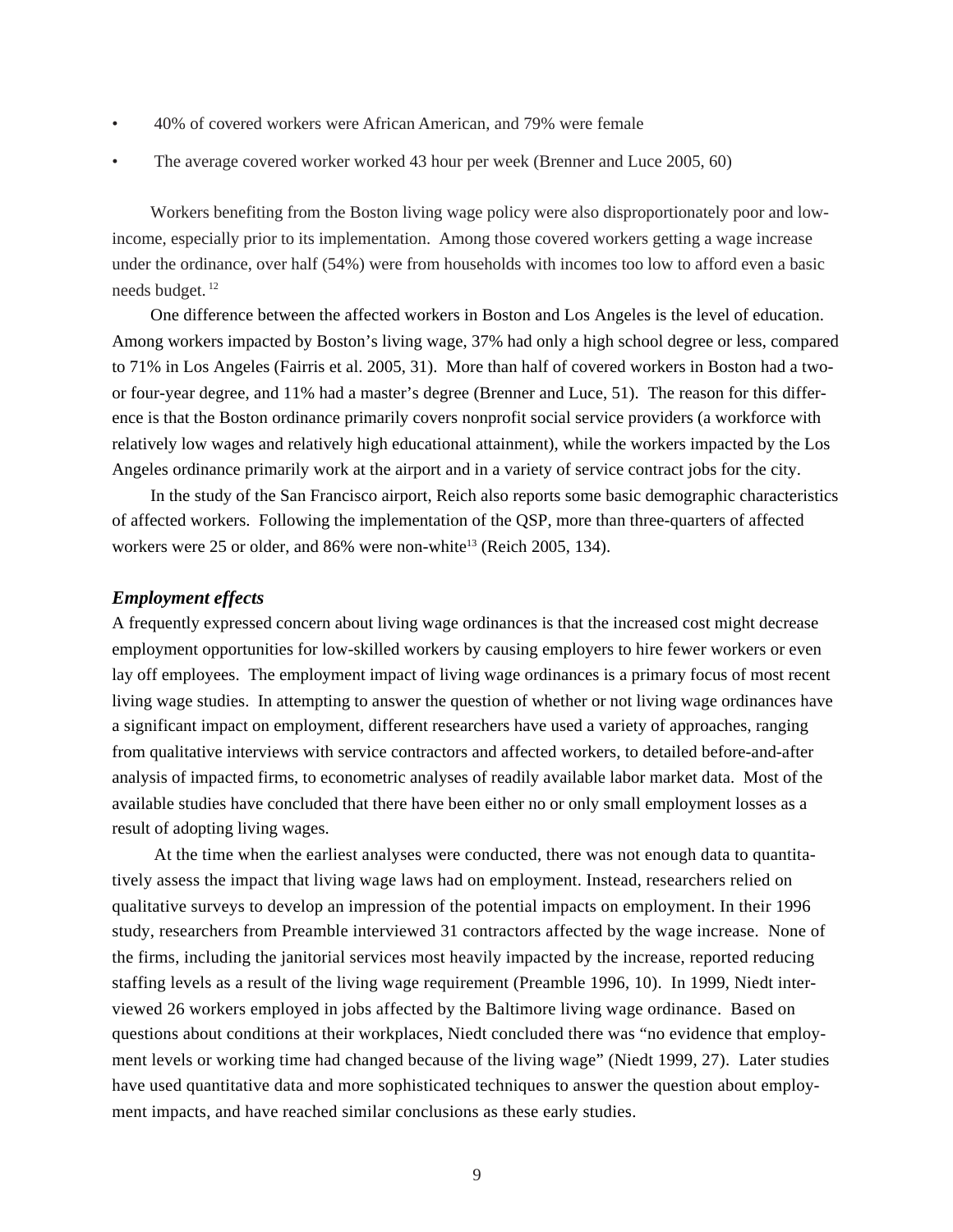- 40% of covered workers were African American, and 79% were female
- The average covered worker worked 43 hour per week (Brenner and Luce 2005, 60)

Workers benefiting from the Boston living wage policy were also disproportionately poor and low-income, especially prior to its implementation. Among those covered workers getting a wage increase under the ordinance, over half (54%) were from households with incomes too low to afford even a basic needs budget. [12]

One difference between the affected workers in Boston and Los Angeles is the level of education. Among workers impacted by Boston's living wage, 37% had only a high school degree or less, compared to 71% in Los Angeles (Fairris et al. 2005, 31). More than half of covered workers in Boston had a two- or four-year degree, and 11% had a master's degree (Brenner and Luce, 51). The reason for this difference is that the Boston ordinance primarily covers nonprofit social service providers (a workforce with relatively low wages and relatively high educational attainment), while the workers impacted by the Los Angeles ordinance primarily work at the airport and in a variety of service contract jobs for the city.

In the study of the San Francisco airport, Reich also reports some basic demographic characteristics of affected workers. Following the implementation of the QSP, more than three-quarters of affected workers were 25 or older, and 86% were non-white[13] (Reich 2005, 134).

### *Employment effects*

A frequently expressed concern about living wage ordinances is that the increased cost might decrease employment opportunities for low-skilled workers by causing employers to hire fewer workers or even lay off employees. The employment impact of living wage ordinances is a primary focus of most recent living wage studies. In attempting to answer the question of whether or not living wage ordinances have a significant impact on employment, different researchers have used a variety of approaches, ranging from qualitative interviews with service contractors and affected workers, to detailed before-and-after analysis of impacted firms, to econometric analyses of readily available labor market data. Most of the available studies have concluded that there have been either no or only small employment losses as a result of adopting living wages.

At the time when the earliest analyses were conducted, there was not enough data to quantitatively assess the impact that living wage laws had on employment. Instead, researchers relied on qualitative surveys to develop an impression of the potential impacts on employment. In their 1996 study, researchers from Preamble interviewed 31 contractors affected by the wage increase. None of the firms, including the janitorial services most heavily impacted by the increase, reported reducing staffing levels as a result of the living wage requirement (Preamble 1996, 10). In 1999, Niedt interviewed 26 workers employed in jobs affected by the Baltimore living wage ordinance. Based on questions about conditions at their workplaces, Niedt concluded there was "no evidence that employment levels or working time had changed because of the living wage" (Niedt 1999, 27). Later studies have used quantitative data and more sophisticated techniques to answer the question about employment impacts, and have reached similar conclusions as these early studies.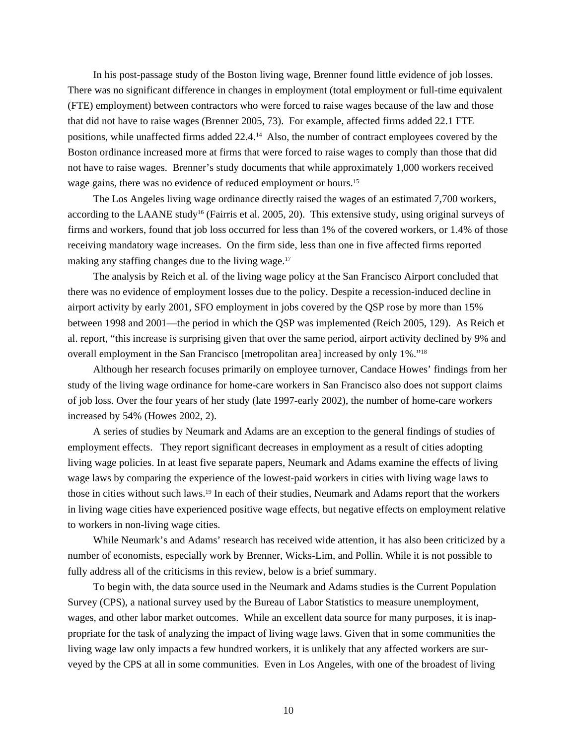In his post-passage study of the Boston living wage, Brenner found little evidence of job losses. There was no significant difference in changes in employment (total employment or full-time equivalent (FTE) employment) between contractors who were forced to raise wages because of the law and those that did not have to raise wages (Brenner 2005, 73). For example, affected firms added 22.1 FTE positions, while unaffected firms added 22.4.[14] Also, the number of contract employees covered by the Boston ordinance increased more at firms that were forced to raise wages to comply than those that did not have to raise wages. Brenner's study documents that while approximately 1,000 workers received wage gains, there was no evidence of reduced employment or hours.[15]

The Los Angeles living wage ordinance directly raised the wages of an estimated 7,700 workers, according to the LAANE study[16] (Fairris et al. 2005, 20). This extensive study, using original surveys of firms and workers, found that job loss occurred for less than 1% of the covered workers, or 1.4% of those receiving mandatory wage increases. On the firm side, less than one in five affected firms reported making any staffing changes due to the living wage.[17]

The analysis by Reich et al. of the living wage policy at the San Francisco Airport concluded that there was no evidence of employment losses due to the policy. Despite a recession-induced decline in airport activity by early 2001, SFO employment in jobs covered by the QSP rose by more than 15% between 1998 and 2001—the period in which the QSP was implemented (Reich 2005, 129). As Reich et al. report, "this increase is surprising given that over the same period, airport activity declined by 9% and overall employment in the San Francisco [metropolitan area] increased by only 1%."[18]

Although her research focuses primarily on employee turnover, Candace Howes' findings from her study of the living wage ordinance for home-care workers in San Francisco also does not support claims of job loss. Over the four years of her study (late 1997-early 2002), the number of home-care workers increased by 54% (Howes 2002, 2).

A series of studies by Neumark and Adams are an exception to the general findings of studies of employment effects. They report significant decreases in employment as a result of cities adopting living wage policies. In at least five separate papers, Neumark and Adams examine the effects of living wage laws by comparing the experience of the lowest-paid workers in cities with living wage laws to those in cities without such laws.[19] In each of their studies, Neumark and Adams report that the workers in living wage cities have experienced positive wage effects, but negative effects on employment relative to workers in non-living wage cities.

While Neumark's and Adams' research has received wide attention, it has also been criticized by a number of economists, especially work by Brenner, Wicks-Lim, and Pollin. While it is not possible to fully address all of the criticisms in this review, below is a brief summary.

To begin with, the data source used in the Neumark and Adams studies is the Current Population Survey (CPS), a national survey used by the Bureau of Labor Statistics to measure unemployment, wages, and other labor market outcomes. While an excellent data source for many purposes, it is inappropriate for the task of analyzing the impact of living wage laws. Given that in some communities the living wage law only impacts a few hundred workers, it is unlikely that any affected workers are surveyed by the CPS at all in some communities. Even in Los Angeles, with one of the broadest of living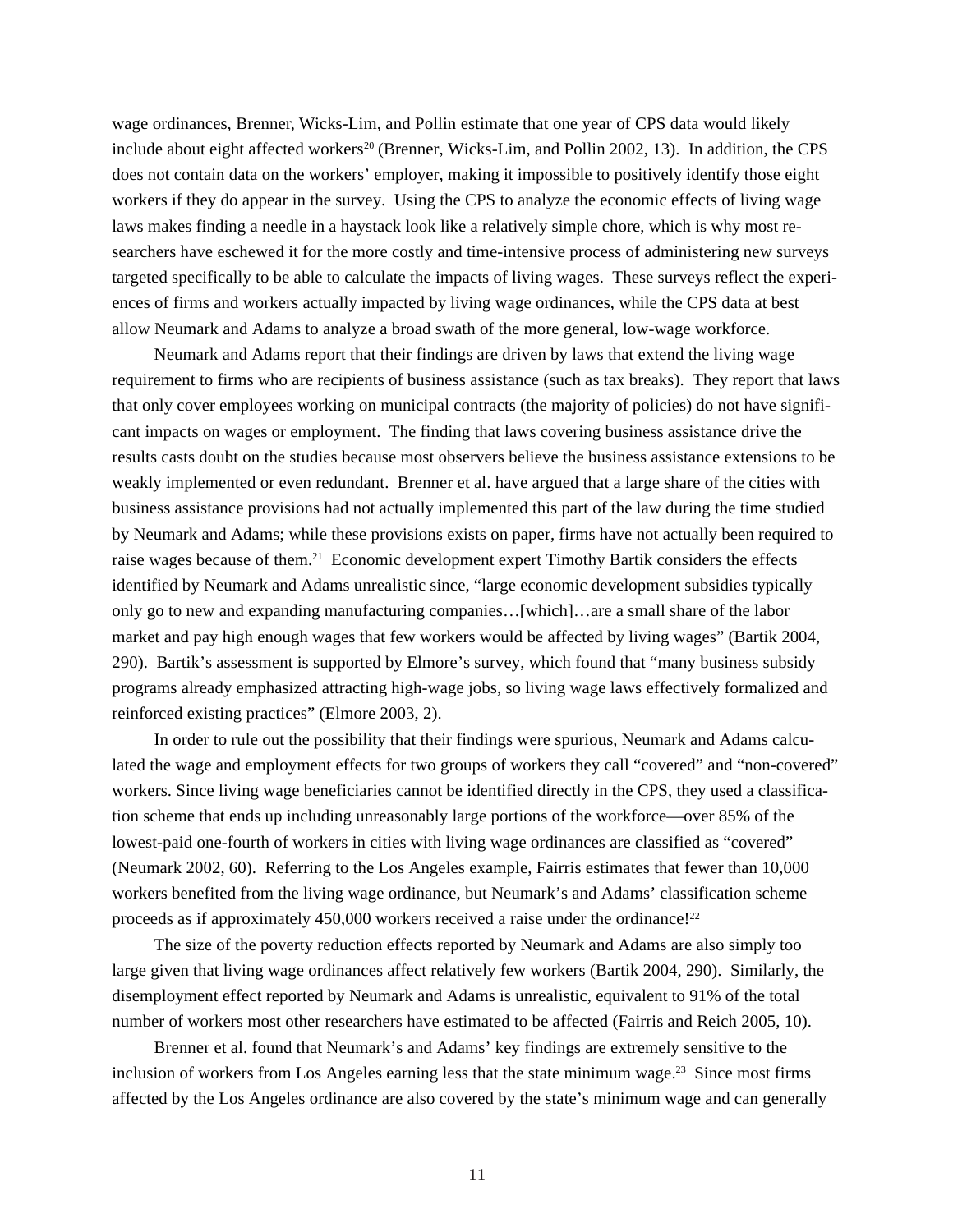wage ordinances, Brenner, Wicks-Lim, and Pollin estimate that one year of CPS data would likely include about eight affected workers[20] (Brenner, Wicks-Lim, and Pollin 2002, 13). In addition, the CPS does not contain data on the workers' employer, making it impossible to positively identify those eight workers if they do appear in the survey. Using the CPS to analyze the economic effects of living wage laws makes finding a needle in a haystack look like a relatively simple chore, which is why most researchers have eschewed it for the more costly and time-intensive process of administering new surveys targeted specifically to be able to calculate the impacts of living wages. These surveys reflect the experiences of firms and workers actually impacted by living wage ordinances, while the CPS data at best allow Neumark and Adams to analyze a broad swath of the more general, low-wage workforce.

Neumark and Adams report that their findings are driven by laws that extend the living wage requirement to firms who are recipients of business assistance (such as tax breaks). They report that laws that only cover employees working on municipal contracts (the majority of policies) do not have significant impacts on wages or employment. The finding that laws covering business assistance drive the results casts doubt on the studies because most observers believe the business assistance extensions to be weakly implemented or even redundant. Brenner et al. have argued that a large share of the cities with business assistance provisions had not actually implemented this part of the law during the time studied by Neumark and Adams; while these provisions exists on paper, firms have not actually been required to raise wages because of them.[21] Economic development expert Timothy Bartik considers the effects identified by Neumark and Adams unrealistic since, "large economic development subsidies typically only go to new and expanding manufacturing companies…[which]…are a small share of the labor market and pay high enough wages that few workers would be affected by living wages" (Bartik 2004, 290). Bartik's assessment is supported by Elmore's survey, which found that "many business subsidy programs already emphasized attracting high-wage jobs, so living wage laws effectively formalized and reinforced existing practices" (Elmore 2003, 2).

In order to rule out the possibility that their findings were spurious, Neumark and Adams calculated the wage and employment effects for two groups of workers they call "covered" and "non-covered" workers. Since living wage beneficiaries cannot be identified directly in the CPS, they used a classification scheme that ends up including unreasonably large portions of the workforce—over 85% of the lowest-paid one-fourth of workers in cities with living wage ordinances are classified as "covered" (Neumark 2002, 60). Referring to the Los Angeles example, Fairris estimates that fewer than 10,000 workers benefited from the living wage ordinance, but Neumark's and Adams' classification scheme proceeds as if approximately 450,000 workers received a raise under the ordinance![22]

The size of the poverty reduction effects reported by Neumark and Adams are also simply too large given that living wage ordinances affect relatively few workers (Bartik 2004, 290). Similarly, the disemployment effect reported by Neumark and Adams is unrealistic, equivalent to 91% of the total number of workers most other researchers have estimated to be affected (Fairris and Reich 2005, 10).

Brenner et al. found that Neumark's and Adams' key findings are extremely sensitive to the inclusion of workers from Los Angeles earning less that the state minimum wage.[23] Since most firms affected by the Los Angeles ordinance are also covered by the state's minimum wage and can generally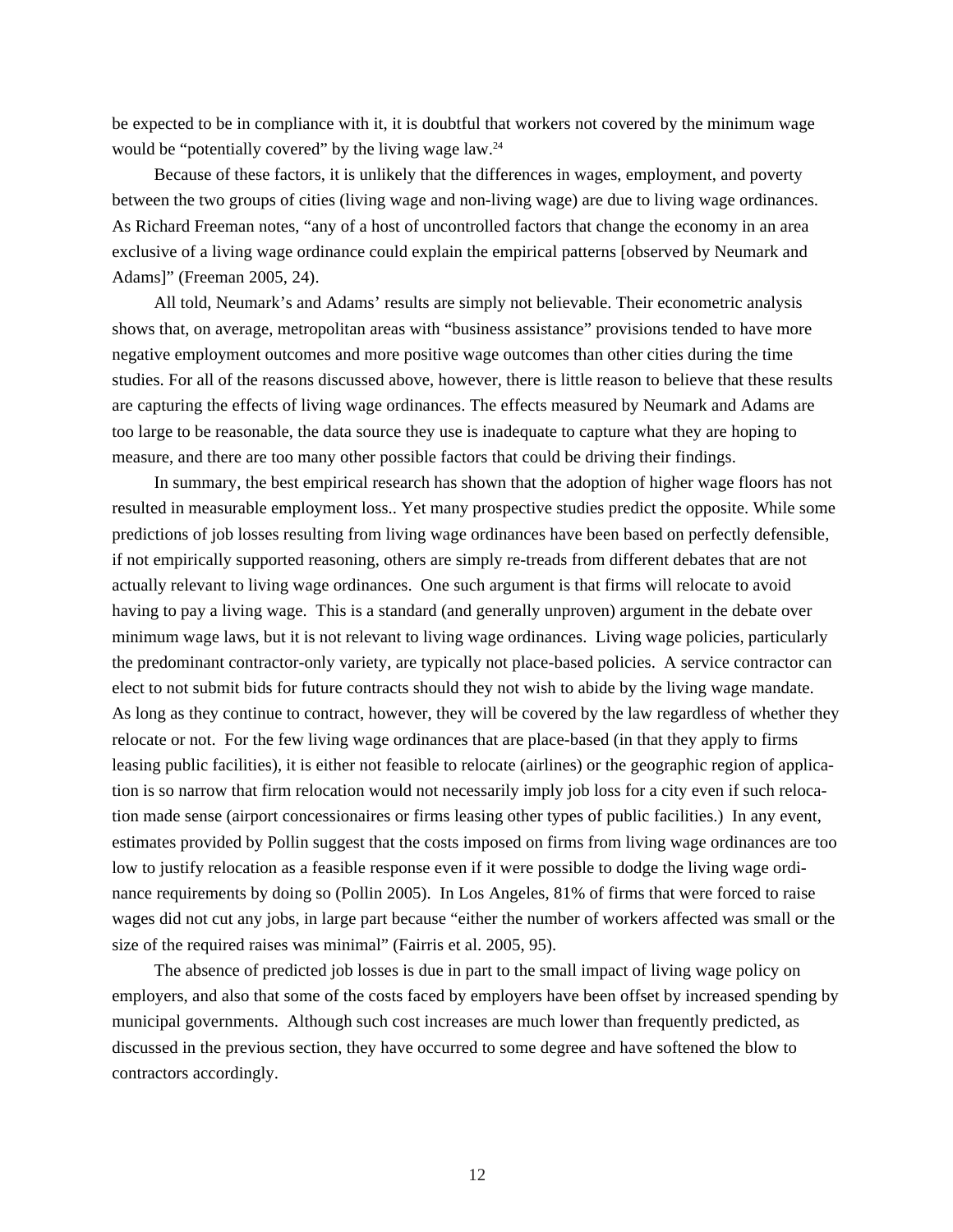be expected to be in compliance with it, it is doubtful that workers not covered by the minimum wage would be "potentially covered" by the living wage law.[24]

Because of these factors, it is unlikely that the differences in wages, employment, and poverty between the two groups of cities (living wage and non-living wage) are due to living wage ordinances. As Richard Freeman notes, "any of a host of uncontrolled factors that change the economy in an area exclusive of a living wage ordinance could explain the empirical patterns [observed by Neumark and Adams]" (Freeman 2005, 24).

All told, Neumark's and Adams' results are simply not believable. Their econometric analysis shows that, on average, metropolitan areas with "business assistance" provisions tended to have more negative employment outcomes and more positive wage outcomes than other cities during the time studies. For all of the reasons discussed above, however, there is little reason to believe that these results are capturing the effects of living wage ordinances. The effects measured by Neumark and Adams are too large to be reasonable, the data source they use is inadequate to capture what they are hoping to measure, and there are too many other possible factors that could be driving their findings.

In summary, the best empirical research has shown that the adoption of higher wage floors has not resulted in measurable employment loss.. Yet many prospective studies predict the opposite. While some predictions of job losses resulting from living wage ordinances have been based on perfectly defensible, if not empirically supported reasoning, others are simply re-treads from different debates that are not actually relevant to living wage ordinances. One such argument is that firms will relocate to avoid having to pay a living wage. This is a standard (and generally unproven) argument in the debate over minimum wage laws, but it is not relevant to living wage ordinances. Living wage policies, particularly the predominant contractor-only variety, are typically not place-based policies. A service contractor can elect to not submit bids for future contracts should they not wish to abide by the living wage mandate. As long as they continue to contract, however, they will be covered by the law regardless of whether they relocate or not. For the few living wage ordinances that are place-based (in that they apply to firms leasing public facilities), it is either not feasible to relocate (airlines) or the geographic region of application is so narrow that firm relocation would not necessarily imply job loss for a city even if such relocation made sense (airport concessionaires or firms leasing other types of public facilities.) In any event, estimates provided by Pollin suggest that the costs imposed on firms from living wage ordinances are too low to justify relocation as a feasible response even if it were possible to dodge the living wage ordinance requirements by doing so (Pollin 2005). In Los Angeles, 81% of firms that were forced to raise wages did not cut any jobs, in large part because "either the number of workers affected was small or the size of the required raises was minimal" (Fairris et al. 2005, 95).

The absence of predicted job losses is due in part to the small impact of living wage policy on employers, and also that some of the costs faced by employers have been offset by increased spending by municipal governments. Although such cost increases are much lower than frequently predicted, as discussed in the previous section, they have occurred to some degree and have softened the blow to contractors accordingly.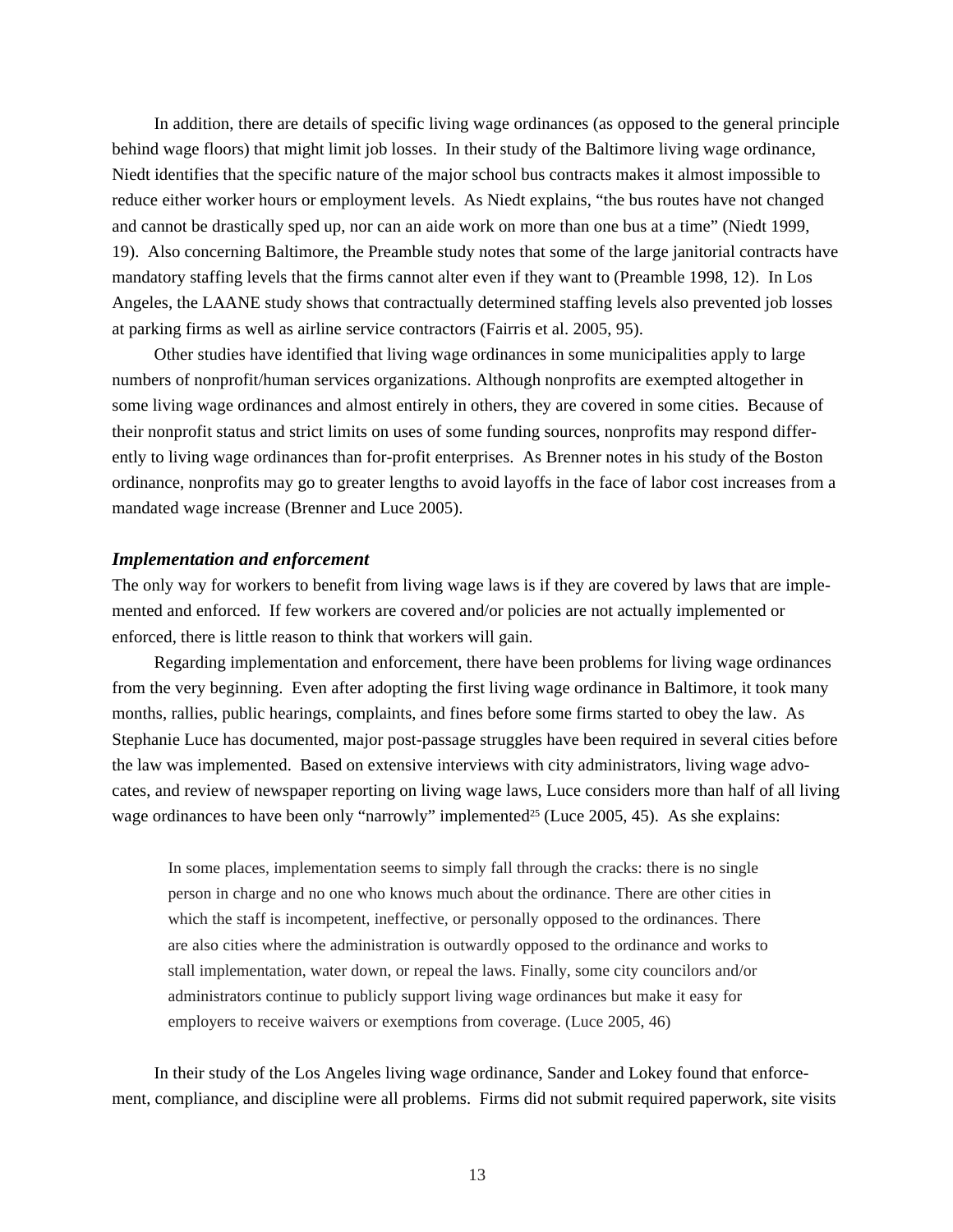In addition, there are details of specific living wage ordinances (as opposed to the general principle behind wage floors) that might limit job losses. In their study of the Baltimore living wage ordinance, Niedt identifies that the specific nature of the major school bus contracts makes it almost impossible to reduce either worker hours or employment levels. As Niedt explains, "the bus routes have not changed and cannot be drastically sped up, nor can an aide work on more than one bus at a time" (Niedt 1999, 19). Also concerning Baltimore, the Preamble study notes that some of the large janitorial contracts have mandatory staffing levels that the firms cannot alter even if they want to (Preamble 1998, 12). In Los Angeles, the LAANE study shows that contractually determined staffing levels also prevented job losses at parking firms as well as airline service contractors (Fairris et al. 2005, 95).

Other studies have identified that living wage ordinances in some municipalities apply to large numbers of nonprofit/human services organizations. Although nonprofits are exempted altogether in some living wage ordinances and almost entirely in others, they are covered in some cities. Because of their nonprofit status and strict limits on uses of some funding sources, nonprofits may respond differently to living wage ordinances than for-profit enterprises. As Brenner notes in his study of the Boston ordinance, nonprofits may go to greater lengths to avoid layoffs in the face of labor cost increases from a mandated wage increase (Brenner and Luce 2005).

### *Implementation and enforcement*

The only way for workers to benefit from living wage laws is if they are covered by laws that are implemented and enforced. If few workers are covered and/or policies are not actually implemented or enforced, there is little reason to think that workers will gain.

Regarding implementation and enforcement, there have been problems for living wage ordinances from the very beginning. Even after adopting the first living wage ordinance in Baltimore, it took many months, rallies, public hearings, complaints, and fines before some firms started to obey the law. As Stephanie Luce has documented, major post-passage struggles have been required in several cities before the law was implemented. Based on extensive interviews with city administrators, living wage advocates, and review of newspaper reporting on living wage laws, Luce considers more than half of all living wage ordinances to have been only "narrowly" implemented[25] (Luce 2005, 45). As she explains:

> In some places, implementation seems to simply fall through the cracks: there is no single person in charge and no one who knows much about the ordinance. There are other cities in which the staff is incompetent, ineffective, or personally opposed to the ordinances. There are also cities where the administration is outwardly opposed to the ordinance and works to stall implementation, water down, or repeal the laws. Finally, some city councilors and/or administrators continue to publicly support living wage ordinances but make it easy for employers to receive waivers or exemptions from coverage. (Luce 2005, 46)

In their study of the Los Angeles living wage ordinance, Sander and Lokey found that enforcement, compliance, and discipline were all problems. Firms did not submit required paperwork, site visits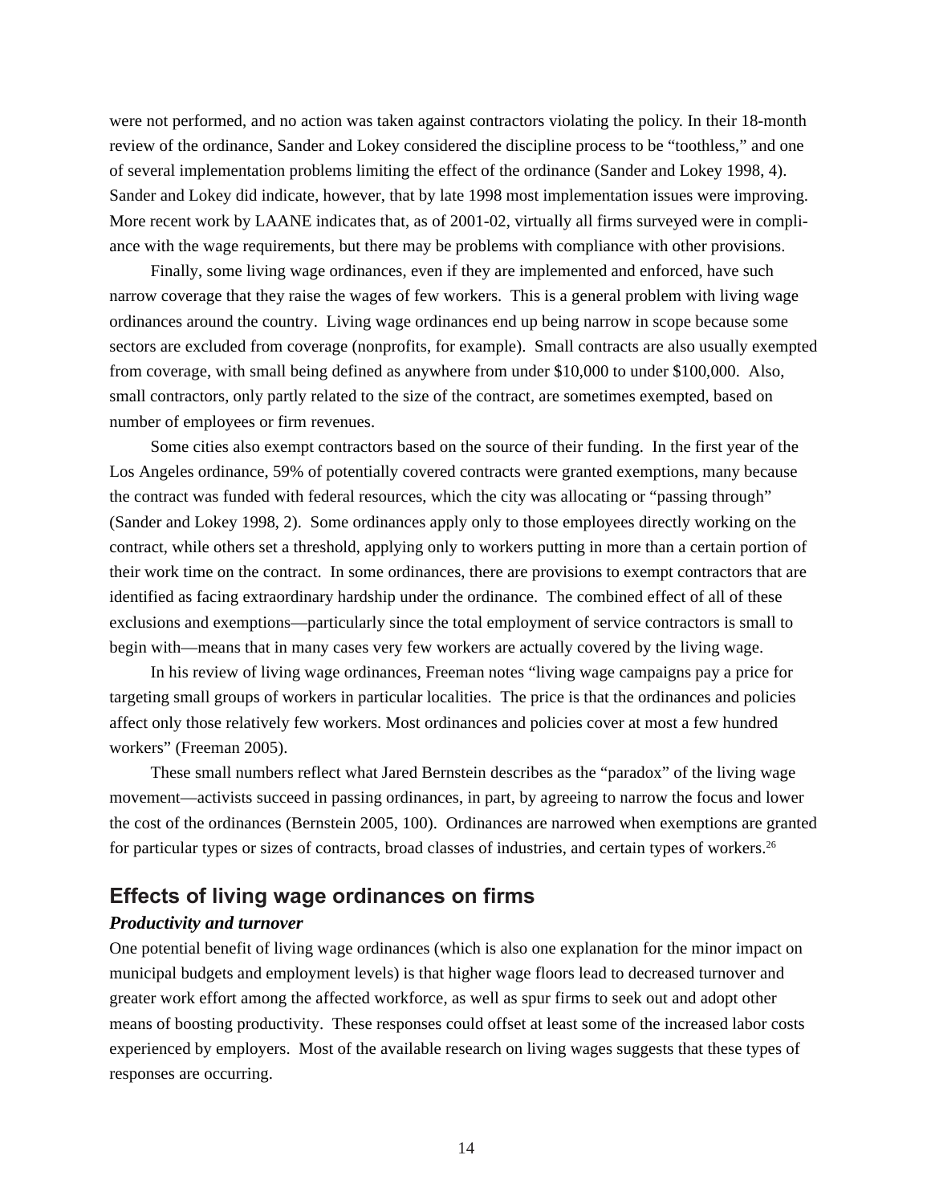were not performed, and no action was taken against contractors violating the policy. In their 18-month review of the ordinance, Sander and Lokey considered the discipline process to be "toothless," and one of several implementation problems limiting the effect of the ordinance (Sander and Lokey 1998, 4). Sander and Lokey did indicate, however, that by late 1998 most implementation issues were improving. More recent work by LAANE indicates that, as of 2001-02, virtually all firms surveyed were in compliance with the wage requirements, but there may be problems with compliance with other provisions.

Finally, some living wage ordinances, even if they are implemented and enforced, have such narrow coverage that they raise the wages of few workers. This is a general problem with living wage ordinances around the country. Living wage ordinances end up being narrow in scope because some sectors are excluded from coverage (nonprofits, for example). Small contracts are also usually exempted from coverage, with small being defined as anywhere from under $10,000 to under $100,000. Also, small contractors, only partly related to the size of the contract, are sometimes exempted, based on number of employees or firm revenues.

Some cities also exempt contractors based on the source of their funding. In the first year of the Los Angeles ordinance, 59% of potentially covered contracts were granted exemptions, many because the contract was funded with federal resources, which the city was allocating or "passing through" (Sander and Lokey 1998, 2). Some ordinances apply only to those employees directly working on the contract, while others set a threshold, applying only to workers putting in more than a certain portion of their work time on the contract. In some ordinances, there are provisions to exempt contractors that are identified as facing extraordinary hardship under the ordinance. The combined effect of all of these exclusions and exemptions—particularly since the total employment of service contractors is small to begin with—means that in many cases very few workers are actually covered by the living wage.

In his review of living wage ordinances, Freeman notes "living wage campaigns pay a price for targeting small groups of workers in particular localities. The price is that the ordinances and policies affect only those relatively few workers. Most ordinances and policies cover at most a few hundred workers" (Freeman 2005).

These small numbers reflect what Jared Bernstein describes as the "paradox" of the living wage movement—activists succeed in passing ordinances, in part, by agreeing to narrow the focus and lower the cost of the ordinances (Bernstein 2005, 100). Ordinances are narrowed when exemptions are granted for particular types or sizes of contracts, broad classes of industries, and certain types of workers.[26]

## Effects of living wage ordinances on firms

### *Productivity and turnover*

One potential benefit of living wage ordinances (which is also one explanation for the minor impact on municipal budgets and employment levels) is that higher wage floors lead to decreased turnover and greater work effort among the affected workforce, as well as spur firms to seek out and adopt other means of boosting productivity. These responses could offset at least some of the increased labor costs experienced by employers. Most of the available research on living wages suggests that these types of responses are occurring.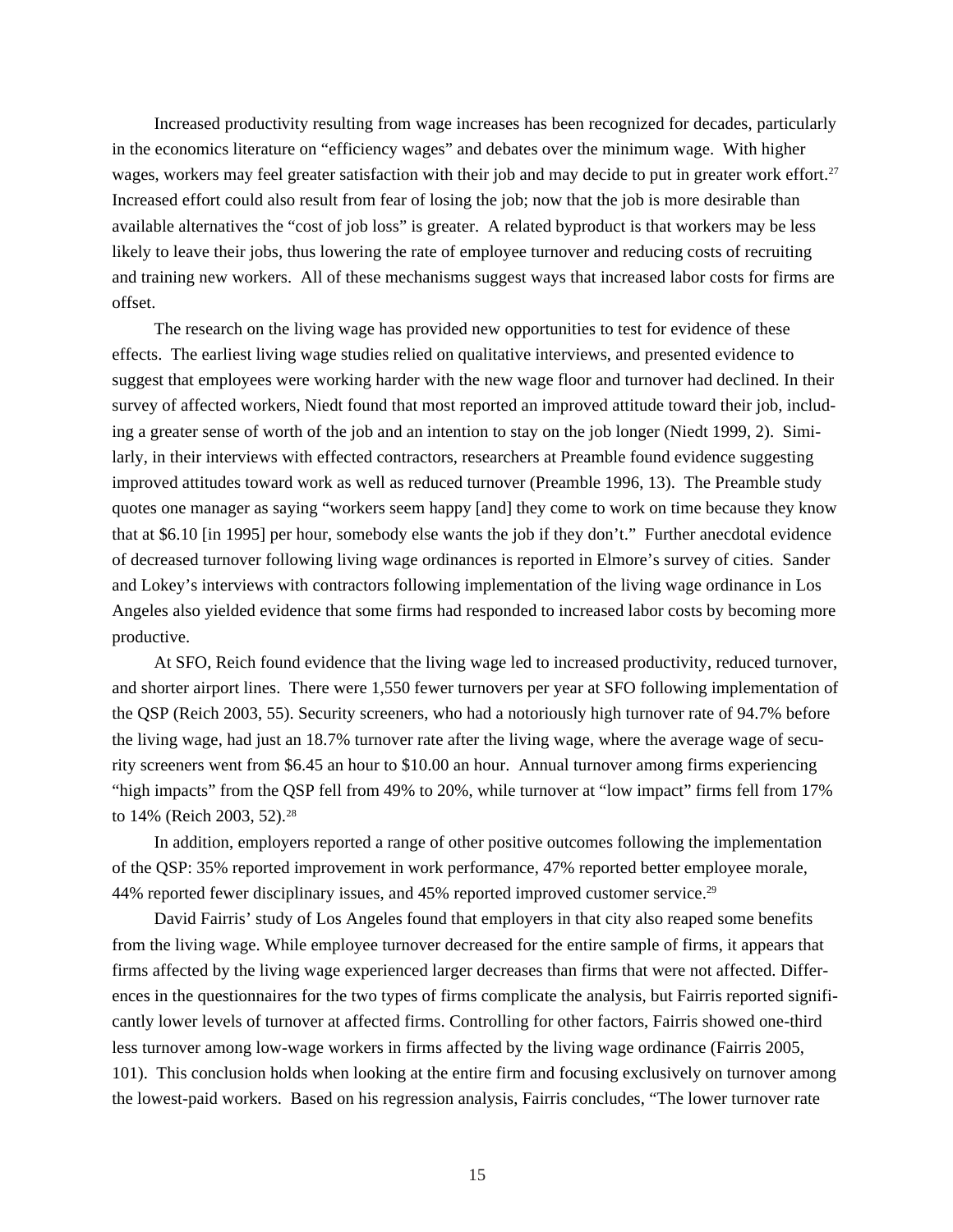Increased productivity resulting from wage increases has been recognized for decades, particularly in the economics literature on "efficiency wages" and debates over the minimum wage. With higher wages, workers may feel greater satisfaction with their job and may decide to put in greater work effort.[27] Increased effort could also result from fear of losing the job; now that the job is more desirable than available alternatives the "cost of job loss" is greater. A related byproduct is that workers may be less likely to leave their jobs, thus lowering the rate of employee turnover and reducing costs of recruiting and training new workers. All of these mechanisms suggest ways that increased labor costs for firms are offset.

The research on the living wage has provided new opportunities to test for evidence of these effects. The earliest living wage studies relied on qualitative interviews, and presented evidence to suggest that employees were working harder with the new wage floor and turnover had declined. In their survey of affected workers, Niedt found that most reported an improved attitude toward their job, including a greater sense of worth of the job and an intention to stay on the job longer (Niedt 1999, 2). Similarly, in their interviews with effected contractors, researchers at Preamble found evidence suggesting improved attitudes toward work as well as reduced turnover (Preamble 1996, 13). The Preamble study quotes one manager as saying "workers seem happy [and] they come to work on time because they know that at $6.10 [in 1995] per hour, somebody else wants the job if they don't." Further anecdotal evidence of decreased turnover following living wage ordinances is reported in Elmore's survey of cities. Sander and Lokey's interviews with contractors following implementation of the living wage ordinance in Los Angeles also yielded evidence that some firms had responded to increased labor costs by becoming more productive.

At SFO, Reich found evidence that the living wage led to increased productivity, reduced turnover, and shorter airport lines. There were 1,550 fewer turnovers per year at SFO following implementation of the QSP (Reich 2003, 55). Security screeners, who had a notoriously high turnover rate of 94.7% before the living wage, had just an 18.7% turnover rate after the living wage, where the average wage of security screeners went from $6.45 an hour to $10.00 an hour. Annual turnover among firms experiencing "high impacts" from the QSP fell from 49% to 20%, while turnover at "low impact" firms fell from 17% to 14% (Reich 2003, 52).[28]

In addition, employers reported a range of other positive outcomes following the implementation of the QSP: 35% reported improvement in work performance, 47% reported better employee morale, 44% reported fewer disciplinary issues, and 45% reported improved customer service.[29]

David Fairris' study of Los Angeles found that employers in that city also reaped some benefits from the living wage. While employee turnover decreased for the entire sample of firms, it appears that firms affected by the living wage experienced larger decreases than firms that were not affected. Differences in the questionnaires for the two types of firms complicate the analysis, but Fairris reported significantly lower levels of turnover at affected firms. Controlling for other factors, Fairris showed one-third less turnover among low-wage workers in firms affected by the living wage ordinance (Fairris 2005, 101). This conclusion holds when looking at the entire firm and focusing exclusively on turnover among the lowest-paid workers. Based on his regression analysis, Fairris concludes, "The lower turnover rate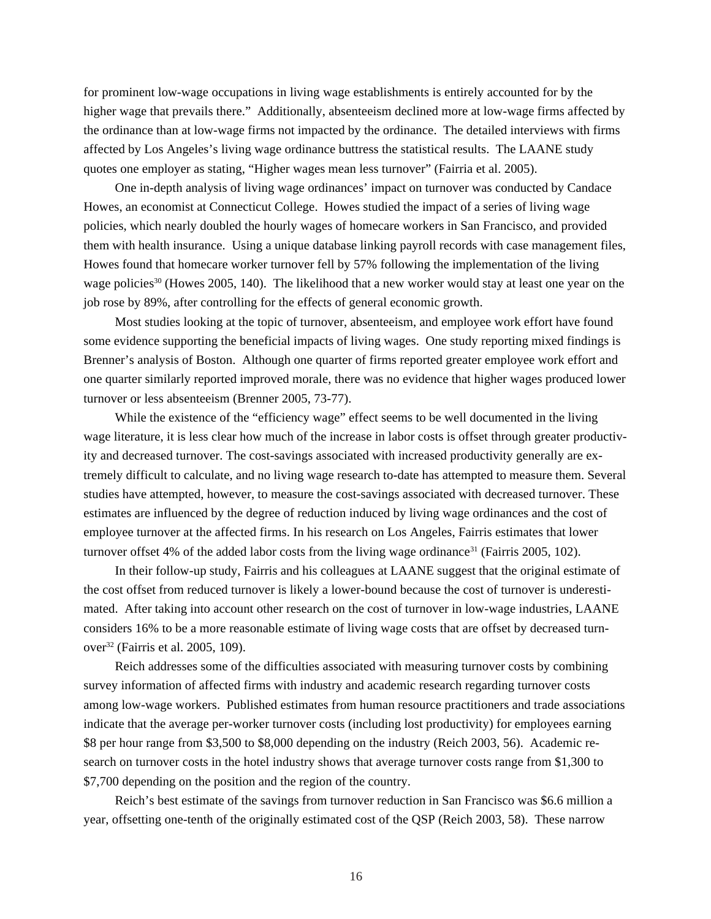for prominent low-wage occupations in living wage establishments is entirely accounted for by the higher wage that prevails there." Additionally, absenteeism declined more at low-wage firms affected by the ordinance than at low-wage firms not impacted by the ordinance. The detailed interviews with firms affected by Los Angeles's living wage ordinance buttress the statistical results. The LAANE study quotes one employer as stating, "Higher wages mean less turnover" (Fairria et al. 2005).

One in-depth analysis of living wage ordinances' impact on turnover was conducted by Candace Howes, an economist at Connecticut College. Howes studied the impact of a series of living wage policies, which nearly doubled the hourly wages of homecare workers in San Francisco, and provided them with health insurance. Using a unique database linking payroll records with case management files, Howes found that homecare worker turnover fell by 57% following the implementation of the living wage policies[30] (Howes 2005, 140). The likelihood that a new worker would stay at least one year on the job rose by 89%, after controlling for the effects of general economic growth.

Most studies looking at the topic of turnover, absenteeism, and employee work effort have found some evidence supporting the beneficial impacts of living wages. One study reporting mixed findings is Brenner's analysis of Boston. Although one quarter of firms reported greater employee work effort and one quarter similarly reported improved morale, there was no evidence that higher wages produced lower turnover or less absenteeism (Brenner 2005, 73-77).

While the existence of the "efficiency wage" effect seems to be well documented in the living wage literature, it is less clear how much of the increase in labor costs is offset through greater productivity and decreased turnover. The cost-savings associated with increased productivity generally are extremely difficult to calculate, and no living wage research to-date has attempted to measure them. Several studies have attempted, however, to measure the cost-savings associated with decreased turnover. These estimates are influenced by the degree of reduction induced by living wage ordinances and the cost of employee turnover at the affected firms. In his research on Los Angeles, Fairris estimates that lower turnover offset 4% of the added labor costs from the living wage ordinance[31] (Fairris 2005, 102).

In their follow-up study, Fairris and his colleagues at LAANE suggest that the original estimate of the cost offset from reduced turnover is likely a lower-bound because the cost of turnover is underestimated. After taking into account other research on the cost of turnover in low-wage industries, LAANE considers 16% to be a more reasonable estimate of living wage costs that are offset by decreased turnover[32] (Fairris et al. 2005, 109).

Reich addresses some of the difficulties associated with measuring turnover costs by combining survey information of affected firms with industry and academic research regarding turnover costs among low-wage workers. Published estimates from human resource practitioners and trade associations indicate that the average per-worker turnover costs (including lost productivity) for employees earning \$8 per hour range from \$3,500 to \$8,000 depending on the industry (Reich 2003, 56). Academic research on turnover costs in the hotel industry shows that average turnover costs range from \$1,300 to \$7,700 depending on the position and the region of the country.

Reich's best estimate of the savings from turnover reduction in San Francisco was \$6.6 million a year, offsetting one-tenth of the originally estimated cost of the QSP (Reich 2003, 58). These narrow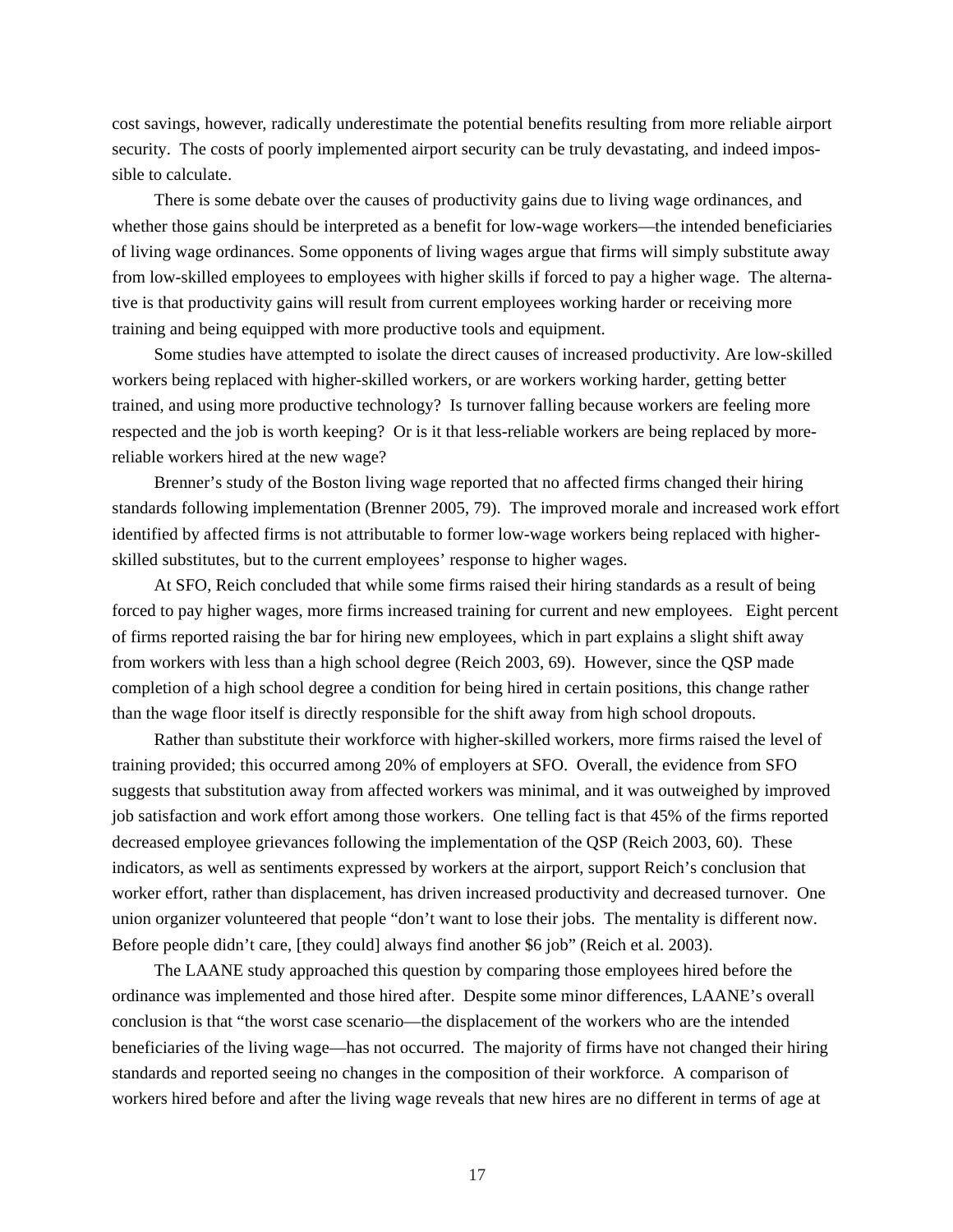cost savings, however, radically underestimate the potential benefits resulting from more reliable airport security. The costs of poorly implemented airport security can be truly devastating, and indeed impossible to calculate.

There is some debate over the causes of productivity gains due to living wage ordinances, and whether those gains should be interpreted as a benefit for low-wage workers—the intended beneficiaries of living wage ordinances. Some opponents of living wages argue that firms will simply substitute away from low-skilled employees to employees with higher skills if forced to pay a higher wage. The alternative is that productivity gains will result from current employees working harder or receiving more training and being equipped with more productive tools and equipment.

Some studies have attempted to isolate the direct causes of increased productivity. Are low-skilled workers being replaced with higher-skilled workers, or are workers working harder, getting better trained, and using more productive technology? Is turnover falling because workers are feeling more respected and the job is worth keeping? Or is it that less-reliable workers are being replaced by more-reliable workers hired at the new wage?

Brenner's study of the Boston living wage reported that no affected firms changed their hiring standards following implementation (Brenner 2005, 79). The improved morale and increased work effort identified by affected firms is not attributable to former low-wage workers being replaced with higher-skilled substitutes, but to the current employees' response to higher wages.

At SFO, Reich concluded that while some firms raised their hiring standards as a result of being forced to pay higher wages, more firms increased training for current and new employees. Eight percent of firms reported raising the bar for hiring new employees, which in part explains a slight shift away from workers with less than a high school degree (Reich 2003, 69). However, since the QSP made completion of a high school degree a condition for being hired in certain positions, this change rather than the wage floor itself is directly responsible for the shift away from high school dropouts.

Rather than substitute their workforce with higher-skilled workers, more firms raised the level of training provided; this occurred among 20% of employers at SFO. Overall, the evidence from SFO suggests that substitution away from affected workers was minimal, and it was outweighed by improved job satisfaction and work effort among those workers. One telling fact is that 45% of the firms reported decreased employee grievances following the implementation of the QSP (Reich 2003, 60). These indicators, as well as sentiments expressed by workers at the airport, support Reich's conclusion that worker effort, rather than displacement, has driven increased productivity and decreased turnover. One union organizer volunteered that people "don't want to lose their jobs. The mentality is different now. Before people didn't care, [they could] always find another $6 job" (Reich et al. 2003).

The LAANE study approached this question by comparing those employees hired before the ordinance was implemented and those hired after. Despite some minor differences, LAANE's overall conclusion is that "the worst case scenario—the displacement of the workers who are the intended beneficiaries of the living wage—has not occurred. The majority of firms have not changed their hiring standards and reported seeing no changes in the composition of their workforce. A comparison of workers hired before and after the living wage reveals that new hires are no different in terms of age at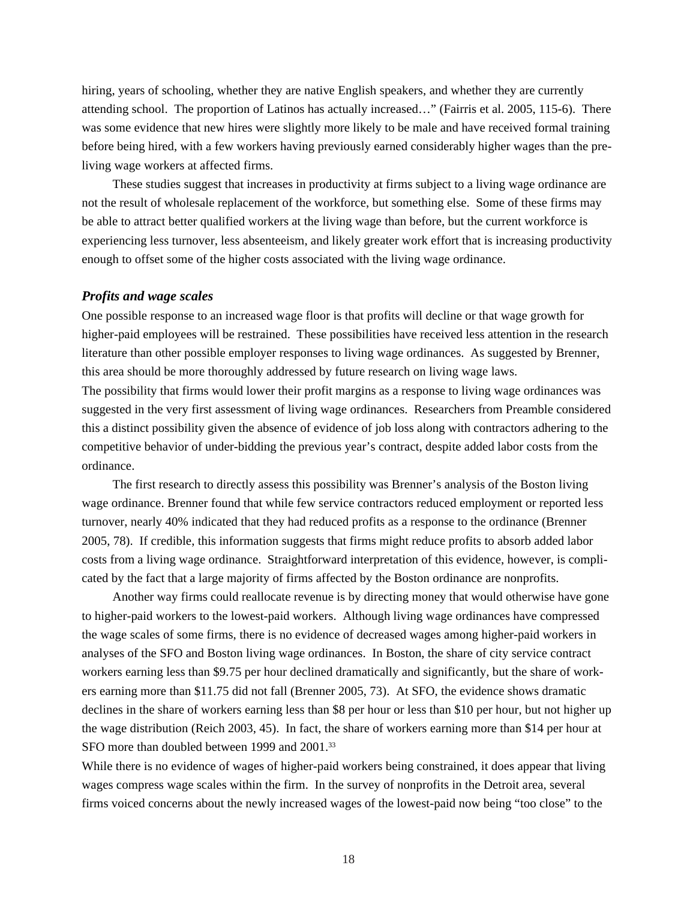hiring, years of schooling, whether they are native English speakers, and whether they are currently attending school. The proportion of Latinos has actually increased…" (Fairris et al. 2005, 115-6). There was some evidence that new hires were slightly more likely to be male and have received formal training before being hired, with a few workers having previously earned considerably higher wages than the pre-living wage workers at affected firms.

These studies suggest that increases in productivity at firms subject to a living wage ordinance are not the result of wholesale replacement of the workforce, but something else. Some of these firms may be able to attract better qualified workers at the living wage than before, but the current workforce is experiencing less turnover, less absenteeism, and likely greater work effort that is increasing productivity enough to offset some of the higher costs associated with the living wage ordinance.

### *Profits and wage scales*

One possible response to an increased wage floor is that profits will decline or that wage growth for higher-paid employees will be restrained. These possibilities have received less attention in the research literature than other possible employer responses to living wage ordinances. As suggested by Brenner, this area should be more thoroughly addressed by future research on living wage laws.

The possibility that firms would lower their profit margins as a response to living wage ordinances was suggested in the very first assessment of living wage ordinances. Researchers from Preamble considered this a distinct possibility given the absence of evidence of job loss along with contractors adhering to the competitive behavior of under-bidding the previous year's contract, despite added labor costs from the ordinance.

The first research to directly assess this possibility was Brenner's analysis of the Boston living wage ordinance. Brenner found that while few service contractors reduced employment or reported less turnover, nearly 40% indicated that they had reduced profits as a response to the ordinance (Brenner 2005, 78). If credible, this information suggests that firms might reduce profits to absorb added labor costs from a living wage ordinance. Straightforward interpretation of this evidence, however, is complicated by the fact that a large majority of firms affected by the Boston ordinance are nonprofits.

Another way firms could reallocate revenue is by directing money that would otherwise have gone to higher-paid workers to the lowest-paid workers. Although living wage ordinances have compressed the wage scales of some firms, there is no evidence of decreased wages among higher-paid workers in analyses of the SFO and Boston living wage ordinances. In Boston, the share of city service contract workers earning less than $9.75 per hour declined dramatically and significantly, but the share of workers earning more than $11.75 did not fall (Brenner 2005, 73). At SFO, the evidence shows dramatic declines in the share of workers earning less than $8 per hour or less than $10 per hour, but not higher up the wage distribution (Reich 2003, 45). In fact, the share of workers earning more than $14 per hour at SFO more than doubled between 1999 and 2001.[33]

While there is no evidence of wages of higher-paid workers being constrained, it does appear that living wages compress wage scales within the firm. In the survey of nonprofits in the Detroit area, several firms voiced concerns about the newly increased wages of the lowest-paid now being "too close" to the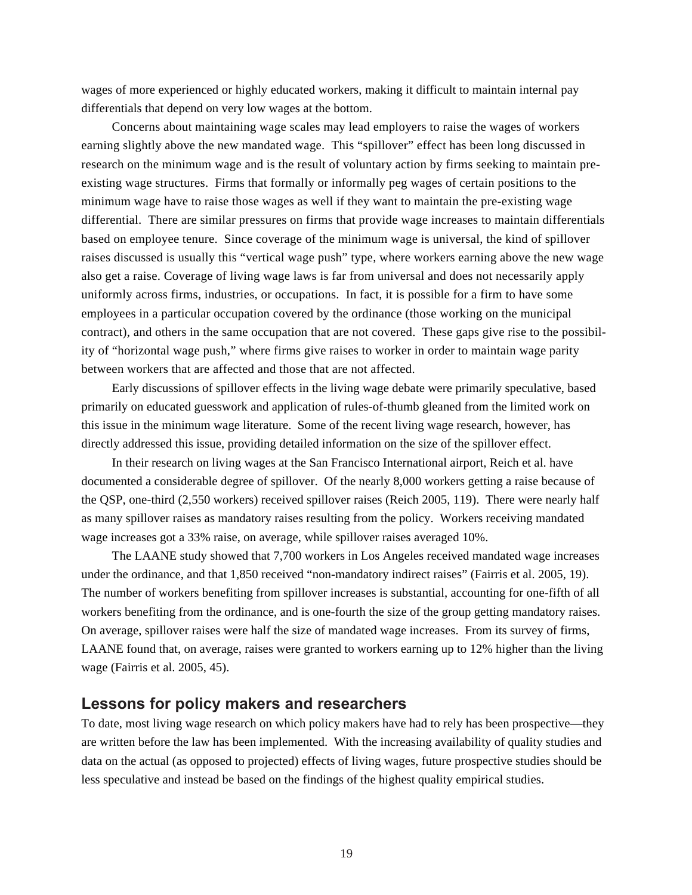wages of more experienced or highly educated workers, making it difficult to maintain internal pay differentials that depend on very low wages at the bottom.

Concerns about maintaining wage scales may lead employers to raise the wages of workers earning slightly above the new mandated wage. This "spillover" effect has been long discussed in research on the minimum wage and is the result of voluntary action by firms seeking to maintain pre-existing wage structures. Firms that formally or informally peg wages of certain positions to the minimum wage have to raise those wages as well if they want to maintain the pre-existing wage differential. There are similar pressures on firms that provide wage increases to maintain differentials based on employee tenure. Since coverage of the minimum wage is universal, the kind of spillover raises discussed is usually this "vertical wage push" type, where workers earning above the new wage also get a raise. Coverage of living wage laws is far from universal and does not necessarily apply uniformly across firms, industries, or occupations. In fact, it is possible for a firm to have some employees in a particular occupation covered by the ordinance (those working on the municipal contract), and others in the same occupation that are not covered. These gaps give rise to the possibility of "horizontal wage push," where firms give raises to worker in order to maintain wage parity between workers that are affected and those that are not affected.

Early discussions of spillover effects in the living wage debate were primarily speculative, based primarily on educated guesswork and application of rules-of-thumb gleaned from the limited work on this issue in the minimum wage literature. Some of the recent living wage research, however, has directly addressed this issue, providing detailed information on the size of the spillover effect.

In their research on living wages at the San Francisco International airport, Reich et al. have documented a considerable degree of spillover. Of the nearly 8,000 workers getting a raise because of the QSP, one-third (2,550 workers) received spillover raises (Reich 2005, 119). There were nearly half as many spillover raises as mandatory raises resulting from the policy. Workers receiving mandated wage increases got a 33% raise, on average, while spillover raises averaged 10%.

The LAANE study showed that 7,700 workers in Los Angeles received mandated wage increases under the ordinance, and that 1,850 received "non-mandatory indirect raises" (Fairris et al. 2005, 19). The number of workers benefiting from spillover increases is substantial, accounting for one-fifth of all workers benefiting from the ordinance, and is one-fourth the size of the group getting mandatory raises. On average, spillover raises were half the size of mandated wage increases. From its survey of firms, LAANE found that, on average, raises were granted to workers earning up to 12% higher than the living wage (Fairris et al. 2005, 45).

## Lessons for policy makers and researchers

To date, most living wage research on which policy makers have had to rely has been prospective—they are written before the law has been implemented. With the increasing availability of quality studies and data on the actual (as opposed to projected) effects of living wages, future prospective studies should be less speculative and instead be based on the findings of the highest quality empirical studies.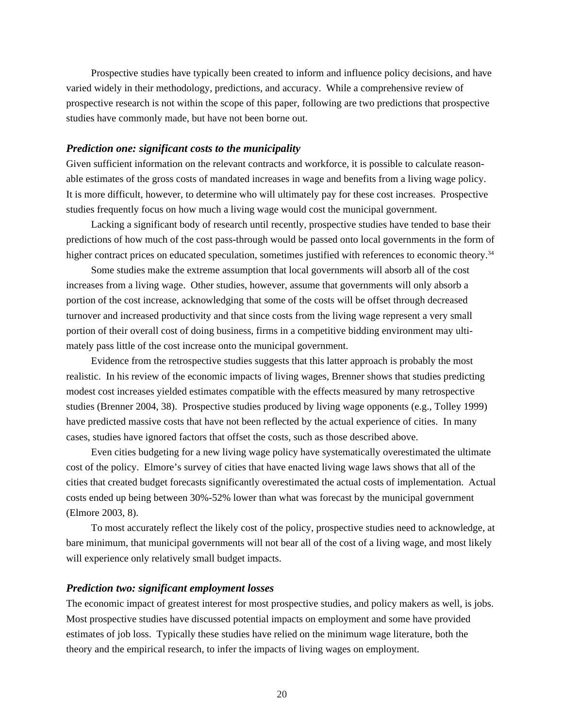Prospective studies have typically been created to inform and influence policy decisions, and have varied widely in their methodology, predictions, and accuracy. While a comprehensive review of prospective research is not within the scope of this paper, following are two predictions that prospective studies have commonly made, but have not been borne out.

### *Prediction one: significant costs to the municipality*

Given sufficient information on the relevant contracts and workforce, it is possible to calculate reasonable estimates of the gross costs of mandated increases in wage and benefits from a living wage policy. It is more difficult, however, to determine who will ultimately pay for these cost increases. Prospective studies frequently focus on how much a living wage would cost the municipal government.

Lacking a significant body of research until recently, prospective studies have tended to base their predictions of how much of the cost pass-through would be passed onto local governments in the form of higher contract prices on educated speculation, sometimes justified with references to economic theory.[34]

Some studies make the extreme assumption that local governments will absorb all of the cost increases from a living wage. Other studies, however, assume that governments will only absorb a portion of the cost increase, acknowledging that some of the costs will be offset through decreased turnover and increased productivity and that since costs from the living wage represent a very small portion of their overall cost of doing business, firms in a competitive bidding environment may ultimately pass little of the cost increase onto the municipal government.

Evidence from the retrospective studies suggests that this latter approach is probably the most realistic. In his review of the economic impacts of living wages, Brenner shows that studies predicting modest cost increases yielded estimates compatible with the effects measured by many retrospective studies (Brenner 2004, 38). Prospective studies produced by living wage opponents (e.g., Tolley 1999) have predicted massive costs that have not been reflected by the actual experience of cities. In many cases, studies have ignored factors that offset the costs, such as those described above.

Even cities budgeting for a new living wage policy have systematically overestimated the ultimate cost of the policy. Elmore's survey of cities that have enacted living wage laws shows that all of the cities that created budget forecasts significantly overestimated the actual costs of implementation. Actual costs ended up being between 30%-52% lower than what was forecast by the municipal government (Elmore 2003, 8).

To most accurately reflect the likely cost of the policy, prospective studies need to acknowledge, at bare minimum, that municipal governments will not bear all of the cost of a living wage, and most likely will experience only relatively small budget impacts.

### *Prediction two: significant employment losses*

The economic impact of greatest interest for most prospective studies, and policy makers as well, is jobs. Most prospective studies have discussed potential impacts on employment and some have provided estimates of job loss. Typically these studies have relied on the minimum wage literature, both the theory and the empirical research, to infer the impacts of living wages on employment.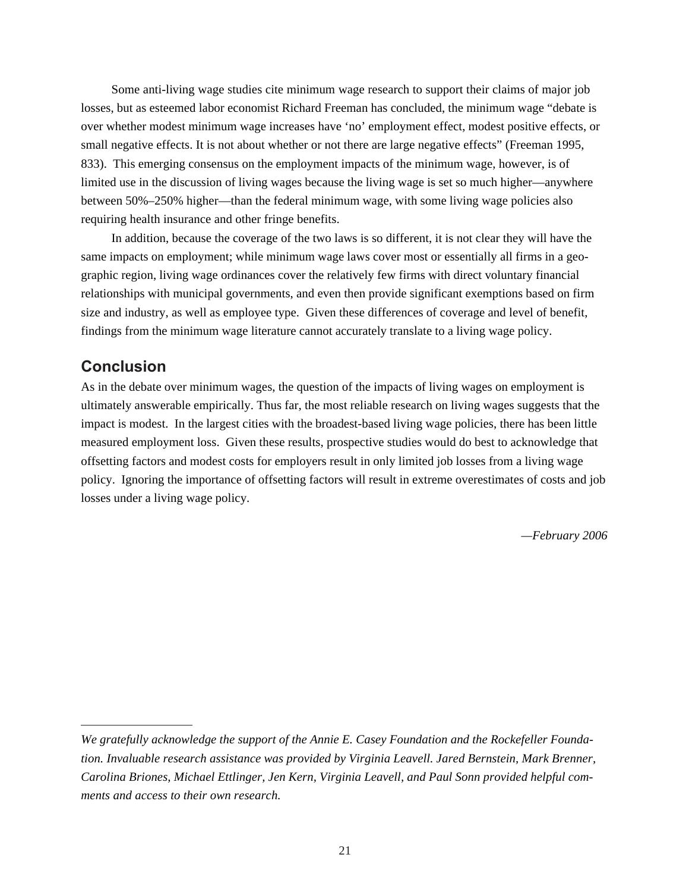Some anti-living wage studies cite minimum wage research to support their claims of major job losses, but as esteemed labor economist Richard Freeman has concluded, the minimum wage "debate is over whether modest minimum wage increases have 'no' employment effect, modest positive effects, or small negative effects. It is not about whether or not there are large negative effects" (Freeman 1995, 833). This emerging consensus on the employment impacts of the minimum wage, however, is of limited use in the discussion of living wages because the living wage is set so much higher—anywhere between 50%–250% higher—than the federal minimum wage, with some living wage policies also requiring health insurance and other fringe benefits.

In addition, because the coverage of the two laws is so different, it is not clear they will have the same impacts on employment; while minimum wage laws cover most or essentially all firms in a geographic region, living wage ordinances cover the relatively few firms with direct voluntary financial relationships with municipal governments, and even then provide significant exemptions based on firm size and industry, as well as employee type. Given these differences of coverage and level of benefit, findings from the minimum wage literature cannot accurately translate to a living wage policy.

## Conclusion

As in the debate over minimum wages, the question of the impacts of living wages on employment is ultimately answerable empirically. Thus far, the most reliable research on living wages suggests that the impact is modest. In the largest cities with the broadest-based living wage policies, there has been little measured employment loss. Given these results, prospective studies would do best to acknowledge that offsetting factors and modest costs for employers result in only limited job losses from a living wage policy. Ignoring the importance of offsetting factors will result in extreme overestimates of costs and job losses under a living wage policy.

*—February 2006*

---

*We gratefully acknowledge the support of the Annie E. Casey Foundation and the Rockefeller Foundation. Invaluable research assistance was provided by Virginia Leavell. Jared Bernstein, Mark Brenner, Carolina Briones, Michael Ettlinger, Jen Kern, Virginia Leavell, and Paul Sonn provided helpful comments and access to their own research.*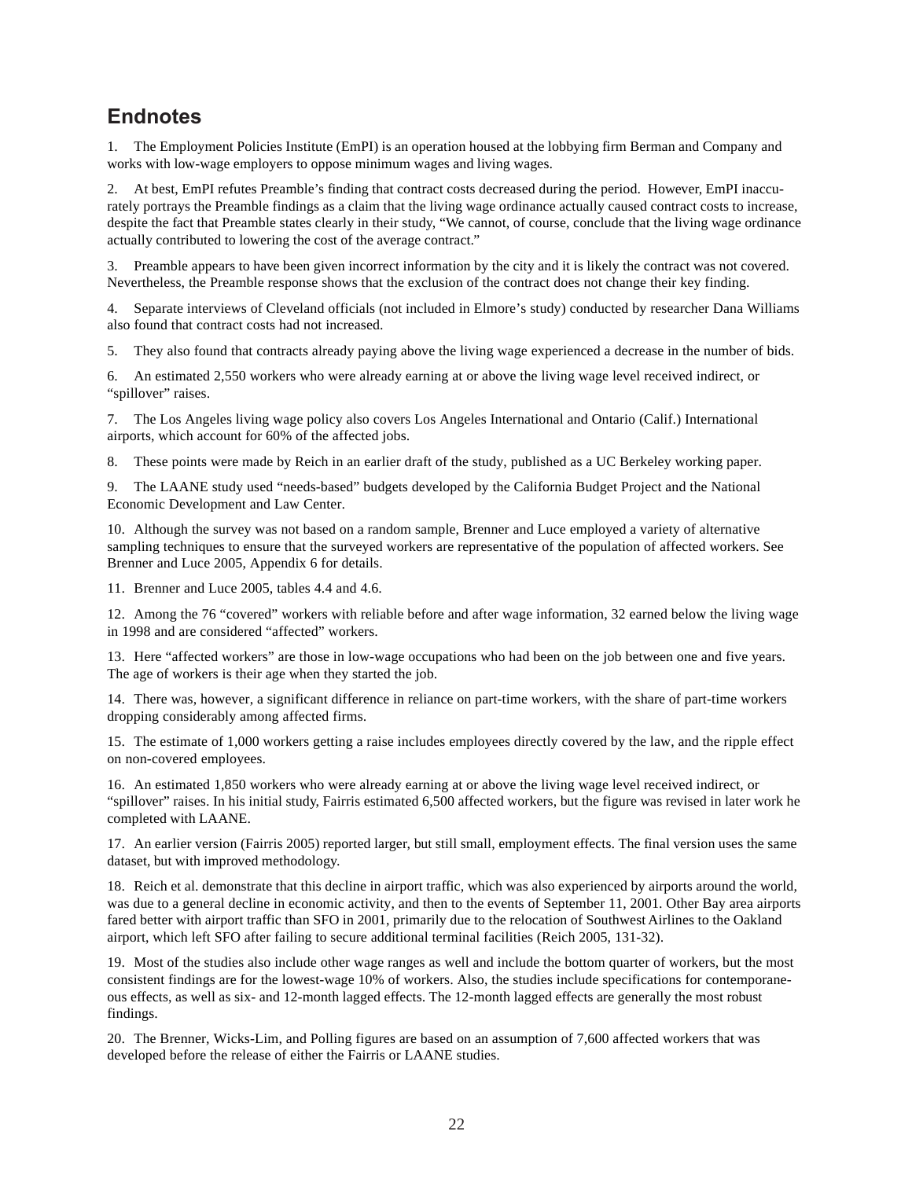## Endnotes

1. The Employment Policies Institute (EmPI) is an operation housed at the lobbying firm Berman and Company and works with low-wage employers to oppose minimum wages and living wages.

2. At best, EmPI refutes Preamble's finding that contract costs decreased during the period. However, EmPI inaccurately portrays the Preamble findings as a claim that the living wage ordinance actually caused contract costs to increase, despite the fact that Preamble states clearly in their study, "We cannot, of course, conclude that the living wage ordinance actually contributed to lowering the cost of the average contract."

3. Preamble appears to have been given incorrect information by the city and it is likely the contract was not covered. Nevertheless, the Preamble response shows that the exclusion of the contract does not change their key finding.

4. Separate interviews of Cleveland officials (not included in Elmore's study) conducted by researcher Dana Williams also found that contract costs had not increased.

5. They also found that contracts already paying above the living wage experienced a decrease in the number of bids.

6. An estimated 2,550 workers who were already earning at or above the living wage level received indirect, or "spillover" raises.

7. The Los Angeles living wage policy also covers Los Angeles International and Ontario (Calif.) International airports, which account for 60% of the affected jobs.

8. These points were made by Reich in an earlier draft of the study, published as a UC Berkeley working paper.

9. The LAANE study used "needs-based" budgets developed by the California Budget Project and the National Economic Development and Law Center.

10. Although the survey was not based on a random sample, Brenner and Luce employed a variety of alternative sampling techniques to ensure that the surveyed workers are representative of the population of affected workers. See Brenner and Luce 2005, Appendix 6 for details.

11. Brenner and Luce 2005, tables 4.4 and 4.6.

12. Among the 76 "covered" workers with reliable before and after wage information, 32 earned below the living wage in 1998 and are considered "affected" workers.

13. Here "affected workers" are those in low-wage occupations who had been on the job between one and five years. The age of workers is their age when they started the job.

14. There was, however, a significant difference in reliance on part-time workers, with the share of part-time workers dropping considerably among affected firms.

15. The estimate of 1,000 workers getting a raise includes employees directly covered by the law, and the ripple effect on non-covered employees.

16. An estimated 1,850 workers who were already earning at or above the living wage level received indirect, or "spillover" raises. In his initial study, Fairris estimated 6,500 affected workers, but the figure was revised in later work he completed with LAANE.

17. An earlier version (Fairris 2005) reported larger, but still small, employment effects. The final version uses the same dataset, but with improved methodology.

18. Reich et al. demonstrate that this decline in airport traffic, which was also experienced by airports around the world, was due to a general decline in economic activity, and then to the events of September 11, 2001. Other Bay area airports fared better with airport traffic than SFO in 2001, primarily due to the relocation of Southwest Airlines to the Oakland airport, which left SFO after failing to secure additional terminal facilities (Reich 2005, 131-32).

19. Most of the studies also include other wage ranges as well and include the bottom quarter of workers, but the most consistent findings are for the lowest-wage 10% of workers. Also, the studies include specifications for contemporaneous effects, as well as six- and 12-month lagged effects. The 12-month lagged effects are generally the most robust findings.

20. The Brenner, Wicks-Lim, and Polling figures are based on an assumption of 7,600 affected workers that was developed before the release of either the Fairris or LAANE studies.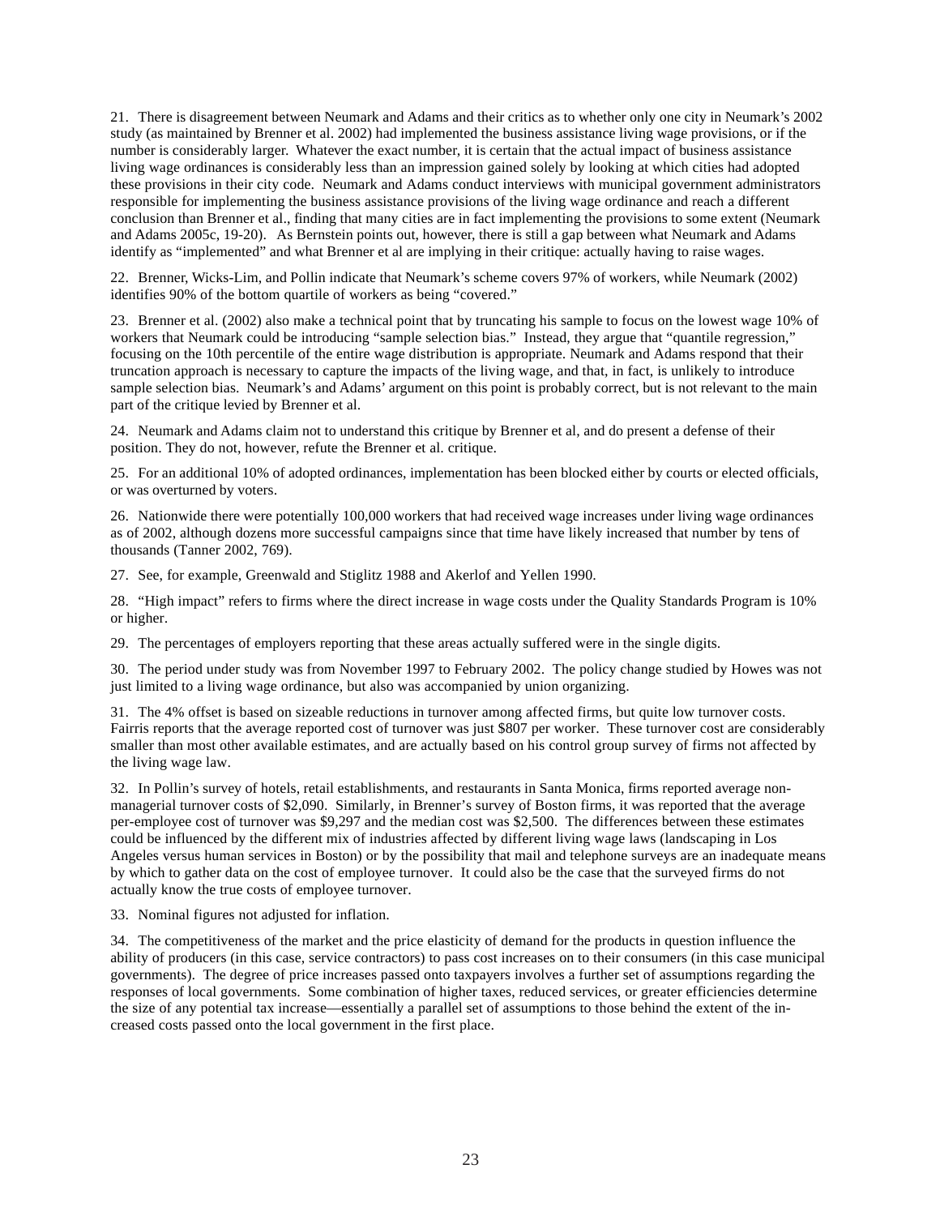21. There is disagreement between Neumark and Adams and their critics as to whether only one city in Neumark's 2002 study (as maintained by Brenner et al. 2002) had implemented the business assistance living wage provisions, or if the number is considerably larger. Whatever the exact number, it is certain that the actual impact of business assistance living wage ordinances is considerably less than an impression gained solely by looking at which cities had adopted these provisions in their city code. Neumark and Adams conduct interviews with municipal government administrators responsible for implementing the business assistance provisions of the living wage ordinance and reach a different conclusion than Brenner et al., finding that many cities are in fact implementing the provisions to some extent (Neumark and Adams 2005c, 19-20). As Bernstein points out, however, there is still a gap between what Neumark and Adams identify as "implemented" and what Brenner et al are implying in their critique: actually having to raise wages.

22. Brenner, Wicks-Lim, and Pollin indicate that Neumark's scheme covers 97% of workers, while Neumark (2002) identifies 90% of the bottom quartile of workers as being "covered."

23. Brenner et al. (2002) also make a technical point that by truncating his sample to focus on the lowest wage 10% of workers that Neumark could be introducing "sample selection bias." Instead, they argue that "quantile regression," focusing on the 10th percentile of the entire wage distribution is appropriate. Neumark and Adams respond that their truncation approach is necessary to capture the impacts of the living wage, and that, in fact, is unlikely to introduce sample selection bias. Neumark's and Adams' argument on this point is probably correct, but is not relevant to the main part of the critique levied by Brenner et al.

24. Neumark and Adams claim not to understand this critique by Brenner et al, and do present a defense of their position. They do not, however, refute the Brenner et al. critique.

25. For an additional 10% of adopted ordinances, implementation has been blocked either by courts or elected officials, or was overturned by voters.

26. Nationwide there were potentially 100,000 workers that had received wage increases under living wage ordinances as of 2002, although dozens more successful campaigns since that time have likely increased that number by tens of thousands (Tanner 2002, 769).

27. See, for example, Greenwald and Stiglitz 1988 and Akerlof and Yellen 1990.

28. "High impact" refers to firms where the direct increase in wage costs under the Quality Standards Program is 10% or higher.

29. The percentages of employers reporting that these areas actually suffered were in the single digits.

30. The period under study was from November 1997 to February 2002. The policy change studied by Howes was not just limited to a living wage ordinance, but also was accompanied by union organizing.

31. The 4% offset is based on sizeable reductions in turnover among affected firms, but quite low turnover costs. Fairris reports that the average reported cost of turnover was just $807 per worker. These turnover cost are considerably smaller than most other available estimates, and are actually based on his control group survey of firms not affected by the living wage law.

32. In Pollin's survey of hotels, retail establishments, and restaurants in Santa Monica, firms reported average non-managerial turnover costs of $2,090. Similarly, in Brenner's survey of Boston firms, it was reported that the average per-employee cost of turnover was $9,297 and the median cost was $2,500. The differences between these estimates could be influenced by the different mix of industries affected by different living wage laws (landscaping in Los Angeles versus human services in Boston) or by the possibility that mail and telephone surveys are an inadequate means by which to gather data on the cost of employee turnover. It could also be the case that the surveyed firms do not actually know the true costs of employee turnover.

33. Nominal figures not adjusted for inflation.

34. The competitiveness of the market and the price elasticity of demand for the products in question influence the ability of producers (in this case, service contractors) to pass cost increases on to their consumers (in this case municipal governments). The degree of price increases passed onto taxpayers involves a further set of assumptions regarding the responses of local governments. Some combination of higher taxes, reduced services, or greater efficiencies determine the size of any potential tax increase—essentially a parallel set of assumptions to those behind the extent of the increased costs passed onto the local government in the first place.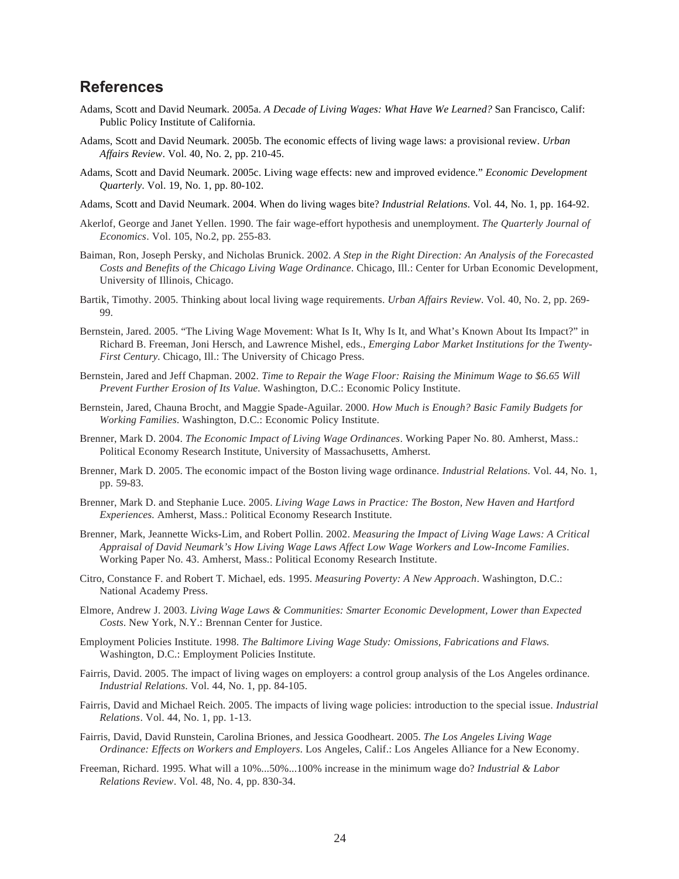## References

Adams, Scott and David Neumark. 2005a. *A Decade of Living Wages: What Have We Learned?* San Francisco, Calif: Public Policy Institute of California.

Adams, Scott and David Neumark. 2005b. The economic effects of living wage laws: a provisional review. *Urban Affairs Review*. Vol. 40, No. 2, pp. 210-45.

Adams, Scott and David Neumark. 2005c. Living wage effects: new and improved evidence." *Economic Development Quarterly*. Vol. 19, No. 1, pp. 80-102.

Adams, Scott and David Neumark. 2004. When do living wages bite? *Industrial Relations*. Vol. 44, No. 1, pp. 164-92.

Akerlof, George and Janet Yellen. 1990. The fair wage-effort hypothesis and unemployment. *The Quarterly Journal of Economics*. Vol. 105, No.2, pp. 255-83.

Baiman, Ron, Joseph Persky, and Nicholas Brunick. 2002. *A Step in the Right Direction: An Analysis of the Forecasted Costs and Benefits of the Chicago Living Wage Ordinance*. Chicago, Ill.: Center for Urban Economic Development, University of Illinois, Chicago.

Bartik, Timothy. 2005. Thinking about local living wage requirements. *Urban Affairs Review*. Vol. 40, No. 2, pp. 269-99.

Bernstein, Jared. 2005. "The Living Wage Movement: What Is It, Why Is It, and What's Known About Its Impact?" in Richard B. Freeman, Joni Hersch, and Lawrence Mishel, eds., *Emerging Labor Market Institutions for the Twenty-First Century*. Chicago, Ill.: The University of Chicago Press.

Bernstein, Jared and Jeff Chapman. 2002. *Time to Repair the Wage Floor: Raising the Minimum Wage to $6.65 Will Prevent Further Erosion of Its Value.* Washington, D.C.: Economic Policy Institute.

Bernstein, Jared, Chauna Brocht, and Maggie Spade-Aguilar. 2000. *How Much is Enough? Basic Family Budgets for Working Families*. Washington, D.C.: Economic Policy Institute.

Brenner, Mark D. 2004. *The Economic Impact of Living Wage Ordinances*. Working Paper No. 80. Amherst, Mass.: Political Economy Research Institute, University of Massachusetts, Amherst.

Brenner, Mark D. 2005. The economic impact of the Boston living wage ordinance. *Industrial Relations*. Vol. 44, No. 1, pp. 59-83.

Brenner, Mark D. and Stephanie Luce. 2005. *Living Wage Laws in Practice: The Boston, New Haven and Hartford Experiences.* Amherst, Mass.: Political Economy Research Institute.

Brenner, Mark, Jeannette Wicks-Lim, and Robert Pollin. 2002. *Measuring the Impact of Living Wage Laws: A Critical Appraisal of David Neumark's How Living Wage Laws Affect Low Wage Workers and Low-Income Families*. Working Paper No. 43. Amherst, Mass.: Political Economy Research Institute.

Citro, Constance F. and Robert T. Michael, eds. 1995. *Measuring Poverty: A New Approach*. Washington, D.C.: National Academy Press.

Elmore, Andrew J. 2003. *Living Wage Laws & Communities: Smarter Economic Development, Lower than Expected Costs*. New York, N.Y.: Brennan Center for Justice.

Employment Policies Institute. 1998. *The Baltimore Living Wage Study: Omissions, Fabrications and Flaws.* Washington, D.C.: Employment Policies Institute.

Fairris, David. 2005. The impact of living wages on employers: a control group analysis of the Los Angeles ordinance. *Industrial Relations*. Vol. 44, No. 1, pp. 84-105.

Fairris, David and Michael Reich. 2005. The impacts of living wage policies: introduction to the special issue. *Industrial Relations*. Vol. 44, No. 1, pp. 1-13.

Fairris, David, David Runstein, Carolina Briones, and Jessica Goodheart. 2005. *The Los Angeles Living Wage Ordinance: Effects on Workers and Employers*. Los Angeles, Calif.: Los Angeles Alliance for a New Economy.

Freeman, Richard. 1995. What will a 10%...50%...100% increase in the minimum wage do? *Industrial & Labor Relations Review*. Vol. 48, No. 4, pp. 830-34.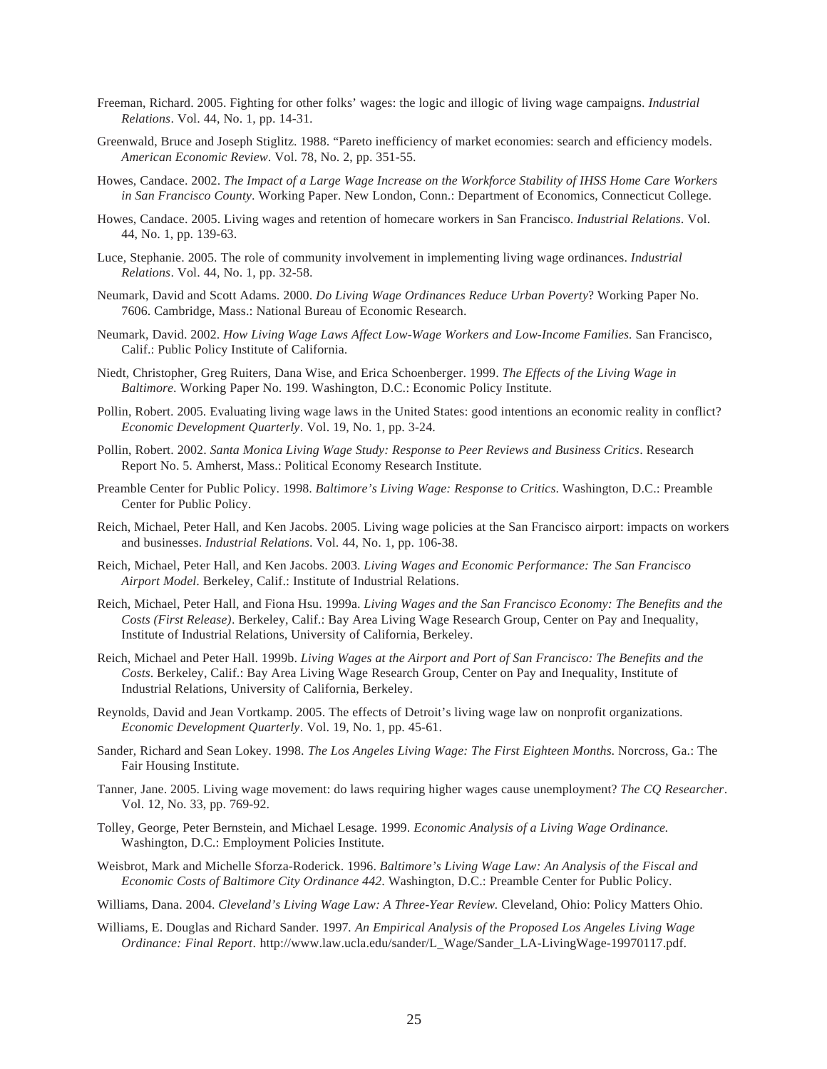Freeman, Richard. 2005. Fighting for other folks' wages: the logic and illogic of living wage campaigns. *Industrial Relations*. Vol. 44, No. 1, pp. 14-31.

Greenwald, Bruce and Joseph Stiglitz. 1988. "Pareto inefficiency of market economies: search and efficiency models. *American Economic Review*. Vol. 78, No. 2, pp. 351-55.

Howes, Candace. 2002. *The Impact of a Large Wage Increase on the Workforce Stability of IHSS Home Care Workers in San Francisco County*. Working Paper. New London, Conn.: Department of Economics, Connecticut College.

Howes, Candace. 2005. Living wages and retention of homecare workers in San Francisco. *Industrial Relations*. Vol. 44, No. 1, pp. 139-63.

Luce, Stephanie. 2005. The role of community involvement in implementing living wage ordinances. *Industrial Relations*. Vol. 44, No. 1, pp. 32-58.

Neumark, David and Scott Adams. 2000. *Do Living Wage Ordinances Reduce Urban Poverty*? Working Paper No. 7606. Cambridge, Mass.: National Bureau of Economic Research.

Neumark, David. 2002. *How Living Wage Laws Affect Low-Wage Workers and Low-Income Families.* San Francisco, Calif.: Public Policy Institute of California.

Niedt, Christopher, Greg Ruiters, Dana Wise, and Erica Schoenberger. 1999. *The Effects of the Living Wage in Baltimore*. Working Paper No. 199. Washington, D.C.: Economic Policy Institute.

Pollin, Robert. 2005. Evaluating living wage laws in the United States: good intentions an economic reality in conflict? *Economic Development Quarterly*. Vol. 19, No. 1, pp. 3-24.

Pollin, Robert. 2002. *Santa Monica Living Wage Study: Response to Peer Reviews and Business Critics*. Research Report No. 5. Amherst, Mass.: Political Economy Research Institute.

Preamble Center for Public Policy. 1998. *Baltimore's Living Wage: Response to Critics*. Washington, D.C.: Preamble Center for Public Policy.

Reich, Michael, Peter Hall, and Ken Jacobs. 2005. Living wage policies at the San Francisco airport: impacts on workers and businesses. *Industrial Relations*. Vol. 44, No. 1, pp. 106-38.

Reich, Michael, Peter Hall, and Ken Jacobs. 2003. *Living Wages and Economic Performance: The San Francisco Airport Model*. Berkeley, Calif.: Institute of Industrial Relations.

Reich, Michael, Peter Hall, and Fiona Hsu. 1999a. *Living Wages and the San Francisco Economy: The Benefits and the Costs (First Release)*. Berkeley, Calif.: Bay Area Living Wage Research Group, Center on Pay and Inequality, Institute of Industrial Relations, University of California, Berkeley.

Reich, Michael and Peter Hall. 1999b. *Living Wages at the Airport and Port of San Francisco: The Benefits and the Costs*. Berkeley, Calif.: Bay Area Living Wage Research Group, Center on Pay and Inequality, Institute of Industrial Relations, University of California, Berkeley.

Reynolds, David and Jean Vortkamp. 2005. The effects of Detroit's living wage law on nonprofit organizations. *Economic Development Quarterly*. Vol. 19, No. 1, pp. 45-61.

Sander, Richard and Sean Lokey. 1998. *The Los Angeles Living Wage: The First Eighteen Months.* Norcross, Ga.: The Fair Housing Institute.

Tanner, Jane. 2005. Living wage movement: do laws requiring higher wages cause unemployment? *The CQ Researcher*. Vol. 12, No. 33, pp. 769-92.

Tolley, George, Peter Bernstein, and Michael Lesage. 1999. *Economic Analysis of a Living Wage Ordinance.* Washington, D.C.: Employment Policies Institute.

Weisbrot, Mark and Michelle Sforza-Roderick. 1996. *Baltimore's Living Wage Law: An Analysis of the Fiscal and Economic Costs of Baltimore City Ordinance 442.* Washington, D.C.: Preamble Center for Public Policy.

Williams, Dana. 2004. *Cleveland's Living Wage Law: A Three-Year Review.* Cleveland, Ohio: Policy Matters Ohio.

Williams, E. Douglas and Richard Sander. 1997. *An Empirical Analysis of the Proposed Los Angeles Living Wage Ordinance: Final Report*. http://www.law.ucla.edu/sander/L_Wage/Sander_LA-LivingWage-19970117.pdf.